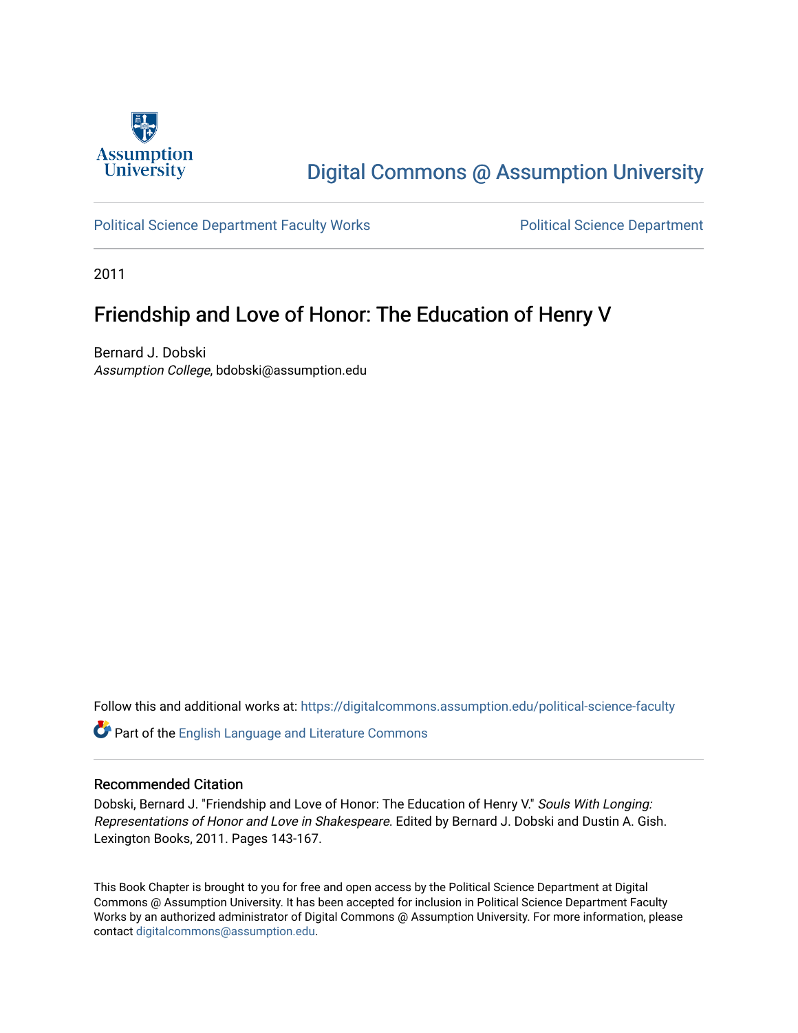Assumption University

# Digital Commons @ Assumption University

Political Science Department Faculty Works | Political Science Department

2011

## Friendship and Love of Honor: The Education of Henry V

Bernard J. Dobski
*Assumption College*, bdobski@assumption.edu

Follow this and additional works at: https://digitalcommons.assumption.edu/political-science-faculty

Part of the English Language and Literature Commons

### Recommended Citation

Dobski, Bernard J. "Friendship and Love of Honor: The Education of Henry V." *Souls With Longing: Representations of Honor and Love in Shakespeare*. Edited by Bernard J. Dobski and Dustin A. Gish. Lexington Books, 2011. Pages 143-167.

This Book Chapter is brought to you for free and open access by the Political Science Department at Digital Commons @ Assumption University. It has been accepted for inclusion in Political Science Department Faculty Works by an authorized administrator of Digital Commons @ Assumption University. For more information, please contact digitalcommons@assumption.edu.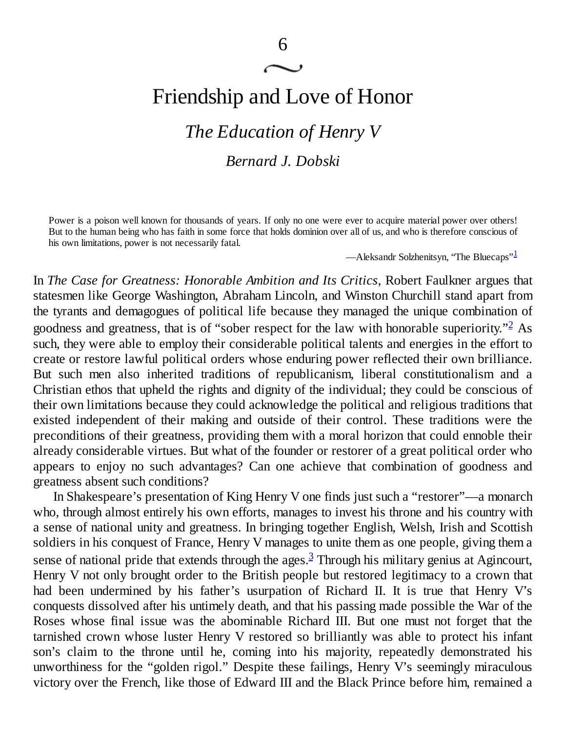# 6

# Friendship and Love of Honor

## *The Education of Henry V*

### *Bernard J. Dobski*

> Power is a poison well known for thousands of years. If only no one were ever to acquire material power over others! But to the human being who has faith in some force that holds dominion over all of us, and who is therefore conscious of his own limitations, power is not necessarily fatal.
>
> —Aleksandr Solzhenitsyn, "The Bluecaps"[1]

In *The Case for Greatness: Honorable Ambition and Its Critics*, Robert Faulkner argues that statesmen like George Washington, Abraham Lincoln, and Winston Churchill stand apart from the tyrants and demagogues of political life because they managed the unique combination of goodness and greatness, that is of "sober respect for the law with honorable superiority."[2] As such, they were able to employ their considerable political talents and energies in the effort to create or restore lawful political orders whose enduring power reflected their own brilliance. But such men also inherited traditions of republicanism, liberal constitutionalism and a Christian ethos that upheld the rights and dignity of the individual; they could be conscious of their own limitations because they could acknowledge the political and religious traditions that existed independent of their making and outside of their control. These traditions were the preconditions of their greatness, providing them with a moral horizon that could ennoble their already considerable virtues. But what of the founder or restorer of a great political order who appears to enjoy no such advantages? Can one achieve that combination of goodness and greatness absent such conditions?

In Shakespeare's presentation of King Henry V one finds just such a "restorer"—a monarch who, through almost entirely his own efforts, manages to invest his throne and his country with a sense of national unity and greatness. In bringing together English, Welsh, Irish and Scottish soldiers in his conquest of France, Henry V manages to unite them as one people, giving them a sense of national pride that extends through the ages.[3] Through his military genius at Agincourt, Henry V not only brought order to the British people but restored legitimacy to a crown that had been undermined by his father's usurpation of Richard II. It is true that Henry V's conquests dissolved after his untimely death, and that his passing made possible the War of the Roses whose final issue was the abominable Richard III. But one must not forget that the tarnished crown whose luster Henry V restored so brilliantly was able to protect his infant son's claim to the throne until he, coming into his majority, repeatedly demonstrated his unworthiness for the "golden rigol." Despite these failings, Henry V's seemingly miraculous victory over the French, like those of Edward III and the Black Prince before him, remained a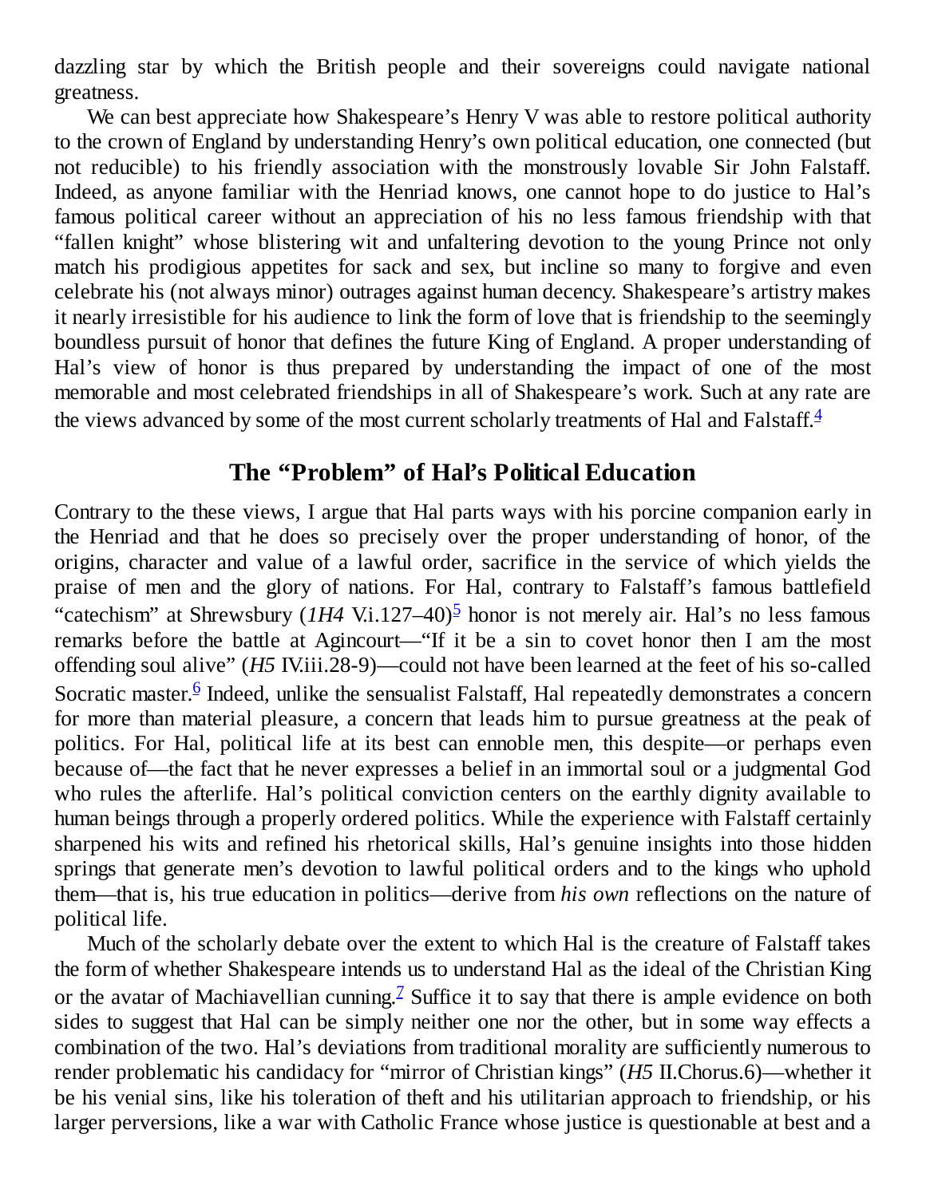dazzling star by which the British people and their sovereigns could navigate national greatness.

We can best appreciate how Shakespeare's Henry V was able to restore political authority to the crown of England by understanding Henry's own political education, one connected (but not reducible) to his friendly association with the monstrously lovable Sir John Falstaff. Indeed, as anyone familiar with the Henriad knows, one cannot hope to do justice to Hal's famous political career without an appreciation of his no less famous friendship with that "fallen knight" whose blistering wit and unfaltering devotion to the young Prince not only match his prodigious appetites for sack and sex, but incline so many to forgive and even celebrate his (not always minor) outrages against human decency. Shakespeare's artistry makes it nearly irresistible for his audience to link the form of love that is friendship to the seemingly boundless pursuit of honor that defines the future King of England. A proper understanding of Hal's view of honor is thus prepared by understanding the impact of one of the most memorable and most celebrated friendships in all of Shakespeare's work. Such at any rate are the views advanced by some of the most current scholarly treatments of Hal and Falstaff.[4]

## The "Problem" of Hal's Political Education

Contrary to the these views, I argue that Hal parts ways with his porcine companion early in the Henriad and that he does so precisely over the proper understanding of honor, of the origins, character and value of a lawful order, sacrifice in the service of which yields the praise of men and the glory of nations. For Hal, contrary to Falstaff's famous battlefield "catechism" at Shrewsbury (*1H4* V.i.127–40)[5] honor is not merely air. Hal's no less famous remarks before the battle at Agincourt—"If it be a sin to covet honor then I am the most offending soul alive" (*H5* IV.iii.28-9)—could not have been learned at the feet of his so-called Socratic master.[6] Indeed, unlike the sensualist Falstaff, Hal repeatedly demonstrates a concern for more than material pleasure, a concern that leads him to pursue greatness at the peak of politics. For Hal, political life at its best can ennoble men, this despite—or perhaps even because of—the fact that he never expresses a belief in an immortal soul or a judgmental God who rules the afterlife. Hal's political conviction centers on the earthly dignity available to human beings through a properly ordered politics. While the experience with Falstaff certainly sharpened his wits and refined his rhetorical skills, Hal's genuine insights into those hidden springs that generate men's devotion to lawful political orders and to the kings who uphold them—that is, his true education in politics—derive from *his own* reflections on the nature of political life.

Much of the scholarly debate over the extent to which Hal is the creature of Falstaff takes the form of whether Shakespeare intends us to understand Hal as the ideal of the Christian King or the avatar of Machiavellian cunning.[7] Suffice it to say that there is ample evidence on both sides to suggest that Hal can be simply neither one nor the other, but in some way effects a combination of the two. Hal's deviations from traditional morality are sufficiently numerous to render problematic his candidacy for "mirror of Christian kings" (*H5* II.Chorus.6)—whether it be his venial sins, like his toleration of theft and his utilitarian approach to friendship, or his larger perversions, like a war with Catholic France whose justice is questionable at best and a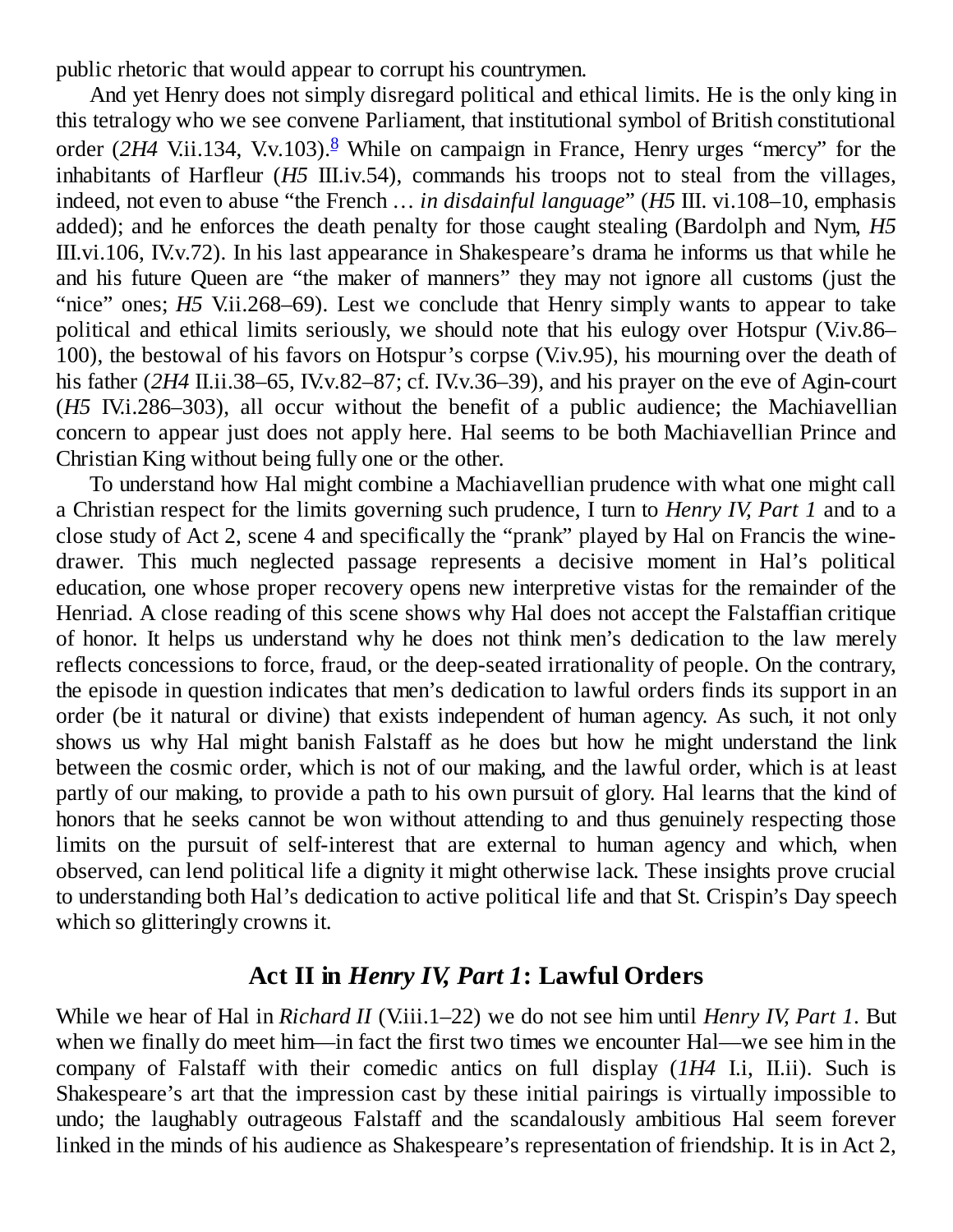public rhetoric that would appear to corrupt his countrymen.

And yet Henry does not simply disregard political and ethical limits. He is the only king in this tetralogy who we see convene Parliament, that institutional symbol of British constitutional order (*2H4* V.ii.134, V.v.103).[8] While on campaign in France, Henry urges "mercy" for the inhabitants of Harfleur (*H5* III.iv.54), commands his troops not to steal from the villages, indeed, not even to abuse "the French … *in disdainful language*" (*H5* III. vi.108–10, emphasis added); and he enforces the death penalty for those caught stealing (Bardolph and Nym, *H5* III.vi.106, IV.v.72). In his last appearance in Shakespeare's drama he informs us that while he and his future Queen are "the maker of manners" they may not ignore all customs (just the "nice" ones; *H5* V.ii.268–69). Lest we conclude that Henry simply wants to appear to take political and ethical limits seriously, we should note that his eulogy over Hotspur (V.iv.86–100), the bestowal of his favors on Hotspur's corpse (V.iv.95), his mourning over the death of his father (*2H4* II.ii.38–65, IV.v.82–87; cf. IV.v.36–39), and his prayer on the eve of Agin-court (*H5* IV.i.286–303), all occur without the benefit of a public audience; the Machiavellian concern to appear just does not apply here. Hal seems to be both Machiavellian Prince and Christian King without being fully one or the other.

To understand how Hal might combine a Machiavellian prudence with what one might call a Christian respect for the limits governing such prudence, I turn to *Henry IV, Part 1* and to a close study of Act 2, scene 4 and specifically the "prank" played by Hal on Francis the wine-drawer. This much neglected passage represents a decisive moment in Hal's political education, one whose proper recovery opens new interpretive vistas for the remainder of the Henriad. A close reading of this scene shows why Hal does not accept the Falstaffian critique of honor. It helps us understand why he does not think men's dedication to the law merely reflects concessions to force, fraud, or the deep-seated irrationality of people. On the contrary, the episode in question indicates that men's dedication to lawful orders finds its support in an order (be it natural or divine) that exists independent of human agency. As such, it not only shows us why Hal might banish Falstaff as he does but how he might understand the link between the cosmic order, which is not of our making, and the lawful order, which is at least partly of our making, to provide a path to his own pursuit of glory. Hal learns that the kind of honors that he seeks cannot be won without attending to and thus genuinely respecting those limits on the pursuit of self-interest that are external to human agency and which, when observed, can lend political life a dignity it might otherwise lack. These insights prove crucial to understanding both Hal's dedication to active political life and that St. Crispin's Day speech which so glitteringly crowns it.

## Act II in *Henry IV, Part 1*: Lawful Orders

While we hear of Hal in *Richard II* (V.iii.1–22) we do not see him until *Henry IV, Part 1*. But when we finally do meet him—in fact the first two times we encounter Hal—we see him in the company of Falstaff with their comedic antics on full display (*1H4* I.i, II.ii). Such is Shakespeare's art that the impression cast by these initial pairings is virtually impossible to undo; the laughably outrageous Falstaff and the scandalously ambitious Hal seem forever linked in the minds of his audience as Shakespeare's representation of friendship. It is in Act 2,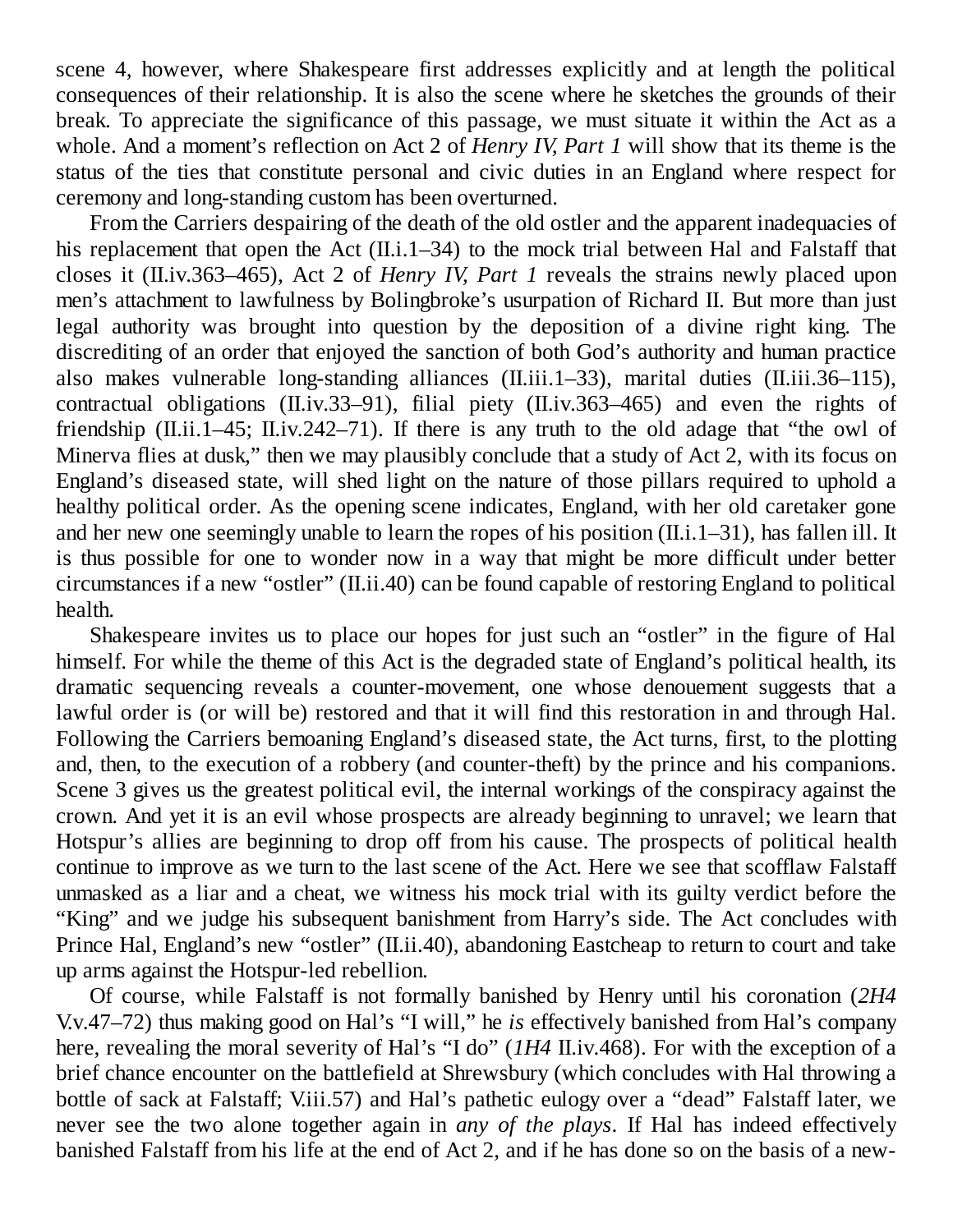scene 4, however, where Shakespeare first addresses explicitly and at length the political consequences of their relationship. It is also the scene where he sketches the grounds of their break. To appreciate the significance of this passage, we must situate it within the Act as a whole. And a moment's reflection on Act 2 of *Henry IV, Part 1* will show that its theme is the status of the ties that constitute personal and civic duties in an England where respect for ceremony and long-standing custom has been overturned.

From the Carriers despairing of the death of the old ostler and the apparent inadequacies of his replacement that open the Act (II.i.1–34) to the mock trial between Hal and Falstaff that closes it (II.iv.363–465), Act 2 of *Henry IV, Part 1* reveals the strains newly placed upon men's attachment to lawfulness by Bolingbroke's usurpation of Richard II. But more than just legal authority was brought into question by the deposition of a divine right king. The discrediting of an order that enjoyed the sanction of both God's authority and human practice also makes vulnerable long-standing alliances (II.iii.1–33), marital duties (II.iii.36–115), contractual obligations (II.iv.33–91), filial piety (II.iv.363–465) and even the rights of friendship (II.ii.1–45; II.iv.242–71). If there is any truth to the old adage that "the owl of Minerva flies at dusk," then we may plausibly conclude that a study of Act 2, with its focus on England's diseased state, will shed light on the nature of those pillars required to uphold a healthy political order. As the opening scene indicates, England, with her old caretaker gone and her new one seemingly unable to learn the ropes of his position (II.i.1–31), has fallen ill. It is thus possible for one to wonder now in a way that might be more difficult under better circumstances if a new "ostler" (II.ii.40) can be found capable of restoring England to political health.

Shakespeare invites us to place our hopes for just such an "ostler" in the figure of Hal himself. For while the theme of this Act is the degraded state of England's political health, its dramatic sequencing reveals a counter-movement, one whose denouement suggests that a lawful order is (or will be) restored and that it will find this restoration in and through Hal. Following the Carriers bemoaning England's diseased state, the Act turns, first, to the plotting and, then, to the execution of a robbery (and counter-theft) by the prince and his companions. Scene 3 gives us the greatest political evil, the internal workings of the conspiracy against the crown. And yet it is an evil whose prospects are already beginning to unravel; we learn that Hotspur's allies are beginning to drop off from his cause. The prospects of political health continue to improve as we turn to the last scene of the Act. Here we see that scofflaw Falstaff unmasked as a liar and a cheat, we witness his mock trial with its guilty verdict before the "King" and we judge his subsequent banishment from Harry's side. The Act concludes with Prince Hal, England's new "ostler" (II.ii.40), abandoning Eastcheap to return to court and take up arms against the Hotspur-led rebellion.

Of course, while Falstaff is not formally banished by Henry until his coronation (*2H4* V.v.47–72) thus making good on Hal's "I will," he *is* effectively banished from Hal's company here, revealing the moral severity of Hal's "I do" (*1H4* II.iv.468). For with the exception of a brief chance encounter on the battlefield at Shrewsbury (which concludes with Hal throwing a bottle of sack at Falstaff; V.iii.57) and Hal's pathetic eulogy over a "dead" Falstaff later, we never see the two alone together again in *any of the plays*. If Hal has indeed effectively banished Falstaff from his life at the end of Act 2, and if he has done so on the basis of a new-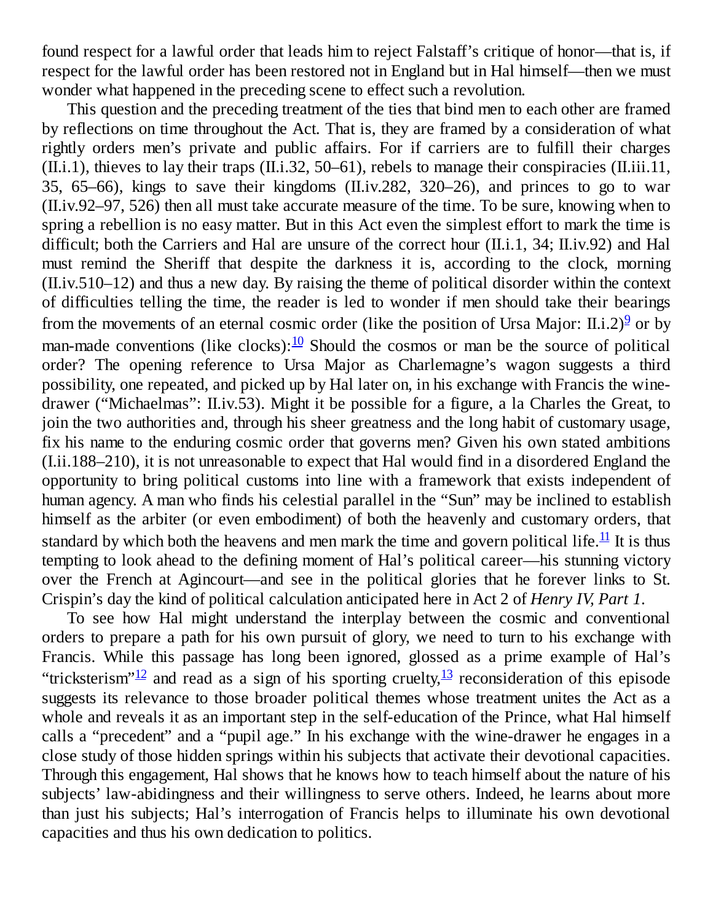found respect for a lawful order that leads him to reject Falstaff's critique of honor—that is, if respect for the lawful order has been restored not in England but in Hal himself—then we must wonder what happened in the preceding scene to effect such a revolution.

This question and the preceding treatment of the ties that bind men to each other are framed by reflections on time throughout the Act. That is, they are framed by a consideration of what rightly orders men's private and public affairs. For if carriers are to fulfill their charges (II.i.1), thieves to lay their traps (II.i.32, 50–61), rebels to manage their conspiracies (II.iii.11, 35, 65–66), kings to save their kingdoms (II.iv.282, 320–26), and princes to go to war (II.iv.92–97, 526) then all must take accurate measure of the time. To be sure, knowing when to spring a rebellion is no easy matter. But in this Act even the simplest effort to mark the time is difficult; both the Carriers and Hal are unsure of the correct hour (II.i.1, 34; II.iv.92) and Hal must remind the Sheriff that despite the darkness it is, according to the clock, morning (II.iv.510–12) and thus a new day. By raising the theme of political disorder within the context of difficulties telling the time, the reader is led to wonder if men should take their bearings from the movements of an eternal cosmic order (like the position of Ursa Major: II.i.2)[9] or by man-made conventions (like clocks):[10] Should the cosmos or man be the source of political order? The opening reference to Ursa Major as Charlemagne's wagon suggests a third possibility, one repeated, and picked up by Hal later on, in his exchange with Francis the wine-drawer ("Michaelmas": II.iv.53). Might it be possible for a figure, a la Charles the Great, to join the two authorities and, through his sheer greatness and the long habit of customary usage, fix his name to the enduring cosmic order that governs men? Given his own stated ambitions (I.ii.188–210), it is not unreasonable to expect that Hal would find in a disordered England the opportunity to bring political customs into line with a framework that exists independent of human agency. A man who finds his celestial parallel in the "Sun" may be inclined to establish himself as the arbiter (or even embodiment) of both the heavenly and customary orders, that standard by which both the heavens and men mark the time and govern political life.[11] It is thus tempting to look ahead to the defining moment of Hal's political career—his stunning victory over the French at Agincourt—and see in the political glories that he forever links to St. Crispin's day the kind of political calculation anticipated here in Act 2 of *Henry IV, Part 1*.

To see how Hal might understand the interplay between the cosmic and conventional orders to prepare a path for his own pursuit of glory, we need to turn to his exchange with Francis. While this passage has long been ignored, glossed as a prime example of Hal's "tricksterism"[12] and read as a sign of his sporting cruelty,[13] reconsideration of this episode suggests its relevance to those broader political themes whose treatment unites the Act as a whole and reveals it as an important step in the self-education of the Prince, what Hal himself calls a "precedent" and a "pupil age." In his exchange with the wine-drawer he engages in a close study of those hidden springs within his subjects that activate their devotional capacities. Through this engagement, Hal shows that he knows how to teach himself about the nature of his subjects' law-abidingness and their willingness to serve others. Indeed, he learns about more than just his subjects; Hal's interrogation of Francis helps to illuminate his own devotional capacities and thus his own dedication to politics.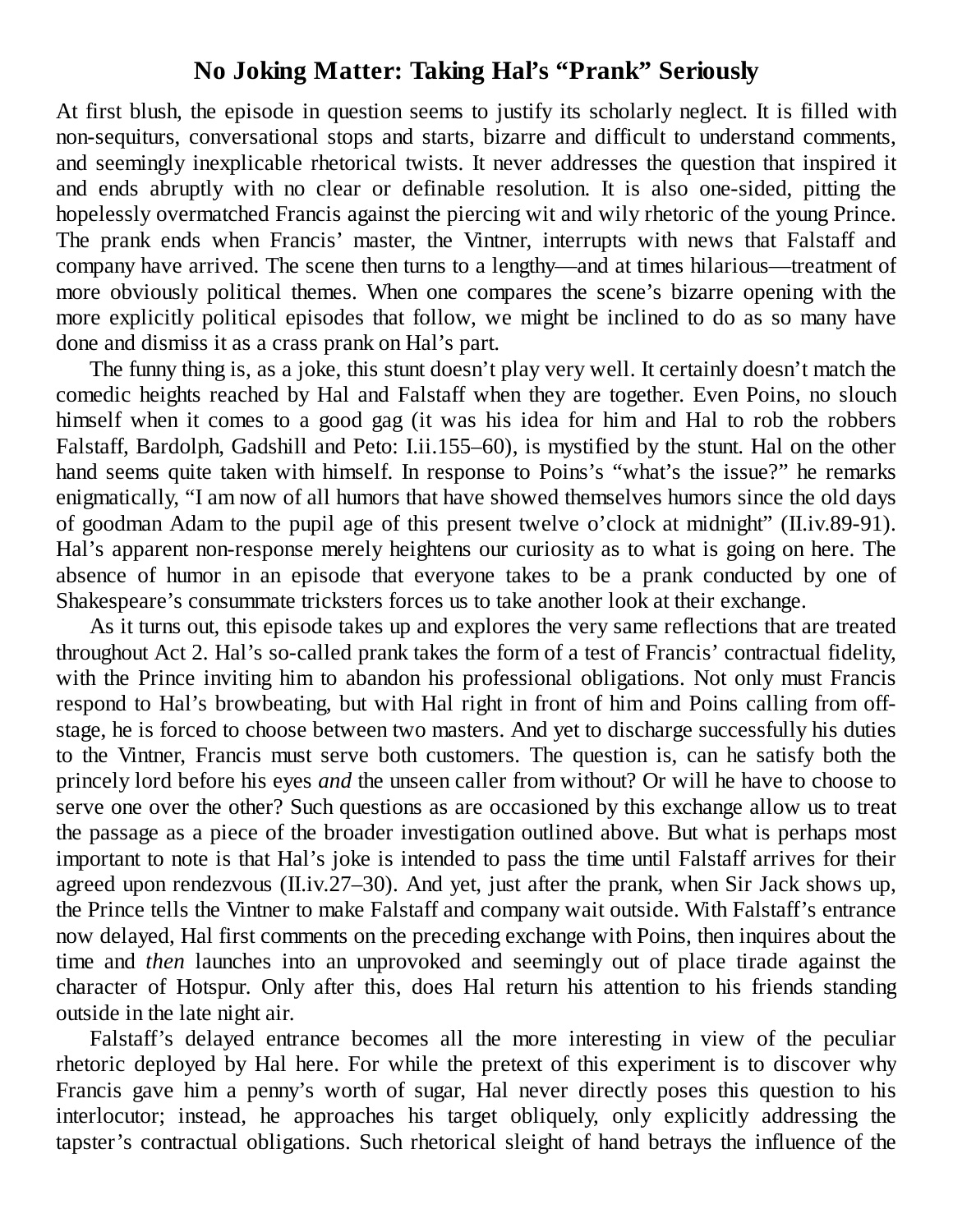## No Joking Matter: Taking Hal's "Prank" Seriously

At first blush, the episode in question seems to justify its scholarly neglect. It is filled with non-sequiturs, conversational stops and starts, bizarre and difficult to understand comments, and seemingly inexplicable rhetorical twists. It never addresses the question that inspired it and ends abruptly with no clear or definable resolution. It is also one-sided, pitting the hopelessly overmatched Francis against the piercing wit and wily rhetoric of the young Prince. The prank ends when Francis' master, the Vintner, interrupts with news that Falstaff and company have arrived. The scene then turns to a lengthy—and at times hilarious—treatment of more obviously political themes. When one compares the scene's bizarre opening with the more explicitly political episodes that follow, we might be inclined to do as so many have done and dismiss it as a crass prank on Hal's part.

The funny thing is, as a joke, this stunt doesn't play very well. It certainly doesn't match the comedic heights reached by Hal and Falstaff when they are together. Even Poins, no slouch himself when it comes to a good gag (it was his idea for him and Hal to rob the robbers Falstaff, Bardolph, Gadshill and Peto: I.ii.155–60), is mystified by the stunt. Hal on the other hand seems quite taken with himself. In response to Poins's "what's the issue?" he remarks enigmatically, "I am now of all humors that have showed themselves humors since the old days of goodman Adam to the pupil age of this present twelve o'clock at midnight" (II.iv.89-91). Hal's apparent non-response merely heightens our curiosity as to what is going on here. The absence of humor in an episode that everyone takes to be a prank conducted by one of Shakespeare's consummate tricksters forces us to take another look at their exchange.

As it turns out, this episode takes up and explores the very same reflections that are treated throughout Act 2. Hal's so-called prank takes the form of a test of Francis' contractual fidelity, with the Prince inviting him to abandon his professional obligations. Not only must Francis respond to Hal's browbeating, but with Hal right in front of him and Poins calling from off-stage, he is forced to choose between two masters. And yet to discharge successfully his duties to the Vintner, Francis must serve both customers. The question is, can he satisfy both the princely lord before his eyes *and* the unseen caller from without? Or will he have to choose to serve one over the other? Such questions as are occasioned by this exchange allow us to treat the passage as a piece of the broader investigation outlined above. But what is perhaps most important to note is that Hal's joke is intended to pass the time until Falstaff arrives for their agreed upon rendezvous (II.iv.27–30). And yet, just after the prank, when Sir Jack shows up, the Prince tells the Vintner to make Falstaff and company wait outside. With Falstaff's entrance now delayed, Hal first comments on the preceding exchange with Poins, then inquires about the time and *then* launches into an unprovoked and seemingly out of place tirade against the character of Hotspur. Only after this, does Hal return his attention to his friends standing outside in the late night air.

Falstaff's delayed entrance becomes all the more interesting in view of the peculiar rhetoric deployed by Hal here. For while the pretext of this experiment is to discover why Francis gave him a penny's worth of sugar, Hal never directly poses this question to his interlocutor; instead, he approaches his target obliquely, only explicitly addressing the tapster's contractual obligations. Such rhetorical sleight of hand betrays the influence of the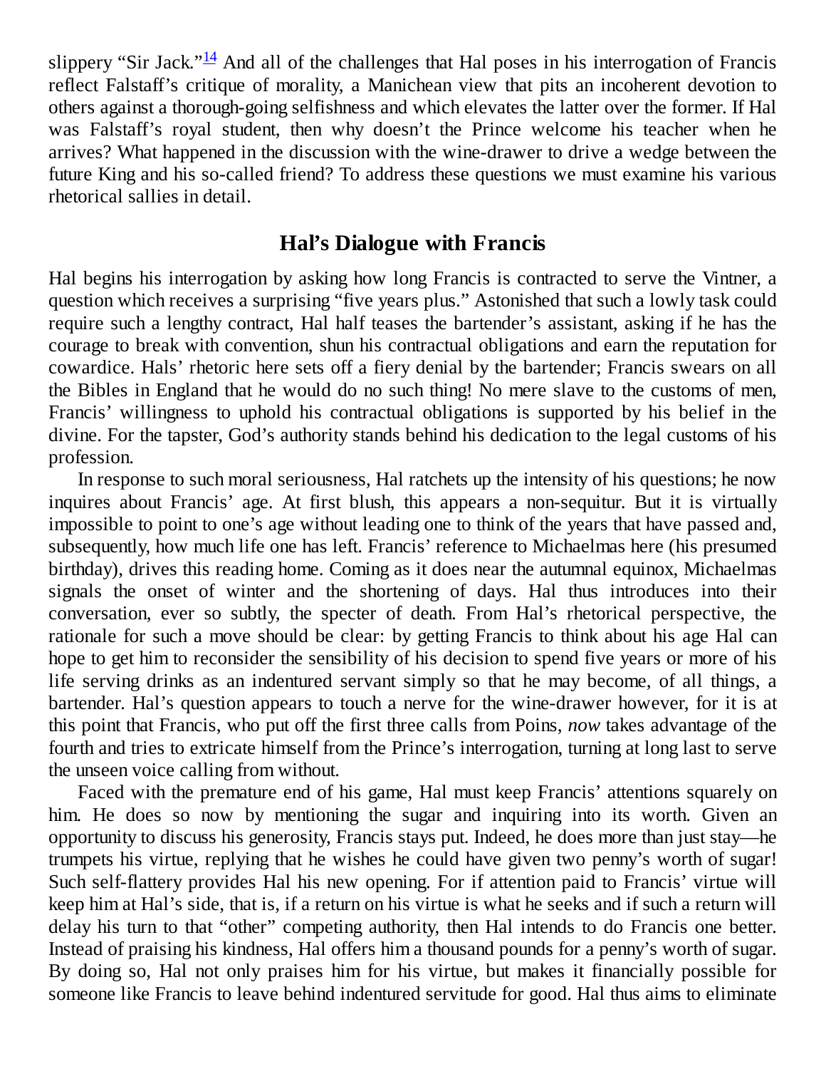slippery "Sir Jack."[14] And all of the challenges that Hal poses in his interrogation of Francis reflect Falstaff's critique of morality, a Manichean view that pits an incoherent devotion to others against a thorough-going selfishness and which elevates the latter over the former. If Hal was Falstaff's royal student, then why doesn't the Prince welcome his teacher when he arrives? What happened in the discussion with the wine-drawer to drive a wedge between the future King and his so-called friend? To address these questions we must examine his various rhetorical sallies in detail.

## Hal's Dialogue with Francis

Hal begins his interrogation by asking how long Francis is contracted to serve the Vintner, a question which receives a surprising "five years plus." Astonished that such a lowly task could require such a lengthy contract, Hal half teases the bartender's assistant, asking if he has the courage to break with convention, shun his contractual obligations and earn the reputation for cowardice. Hals' rhetoric here sets off a fiery denial by the bartender; Francis swears on all the Bibles in England that he would do no such thing! No mere slave to the customs of men, Francis' willingness to uphold his contractual obligations is supported by his belief in the divine. For the tapster, God's authority stands behind his dedication to the legal customs of his profession.

In response to such moral seriousness, Hal ratchets up the intensity of his questions; he now inquires about Francis' age. At first blush, this appears a non-sequitur. But it is virtually impossible to point to one's age without leading one to think of the years that have passed and, subsequently, how much life one has left. Francis' reference to Michaelmas here (his presumed birthday), drives this reading home. Coming as it does near the autumnal equinox, Michaelmas signals the onset of winter and the shortening of days. Hal thus introduces into their conversation, ever so subtly, the specter of death. From Hal's rhetorical perspective, the rationale for such a move should be clear: by getting Francis to think about his age Hal can hope to get him to reconsider the sensibility of his decision to spend five years or more of his life serving drinks as an indentured servant simply so that he may become, of all things, a bartender. Hal's question appears to touch a nerve for the wine-drawer however, for it is at this point that Francis, who put off the first three calls from Poins, *now* takes advantage of the fourth and tries to extricate himself from the Prince's interrogation, turning at long last to serve the unseen voice calling from without.

Faced with the premature end of his game, Hal must keep Francis' attentions squarely on him. He does so now by mentioning the sugar and inquiring into its worth. Given an opportunity to discuss his generosity, Francis stays put. Indeed, he does more than just stay—he trumpets his virtue, replying that he wishes he could have given two penny's worth of sugar! Such self-flattery provides Hal his new opening. For if attention paid to Francis' virtue will keep him at Hal's side, that is, if a return on his virtue is what he seeks and if such a return will delay his turn to that "other" competing authority, then Hal intends to do Francis one better. Instead of praising his kindness, Hal offers him a thousand pounds for a penny's worth of sugar. By doing so, Hal not only praises him for his virtue, but makes it financially possible for someone like Francis to leave behind indentured servitude for good. Hal thus aims to eliminate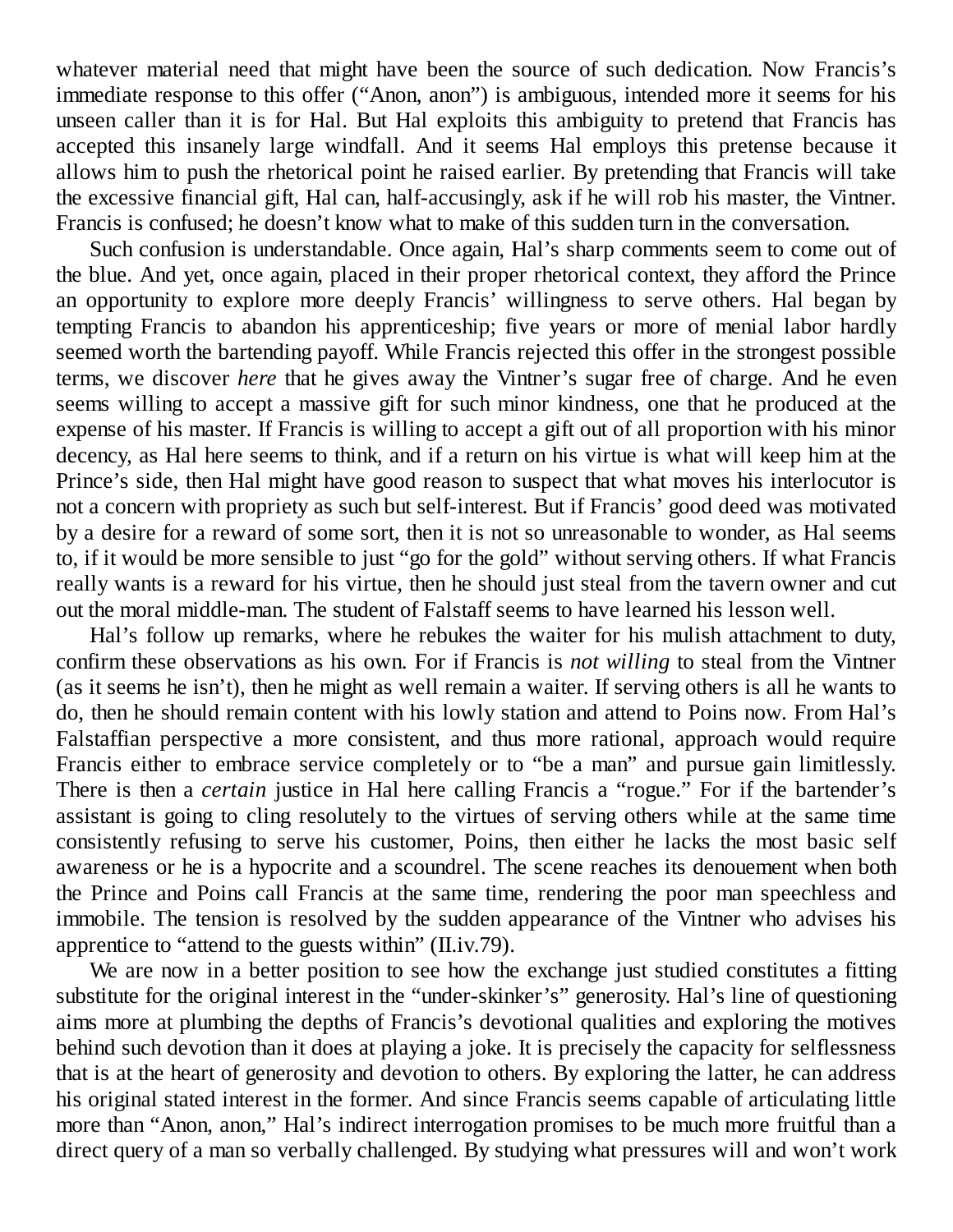whatever material need that might have been the source of such dedication. Now Francis's immediate response to this offer ("Anon, anon") is ambiguous, intended more it seems for his unseen caller than it is for Hal. But Hal exploits this ambiguity to pretend that Francis has accepted this insanely large windfall. And it seems Hal employs this pretense because it allows him to push the rhetorical point he raised earlier. By pretending that Francis will take the excessive financial gift, Hal can, half-accusingly, ask if he will rob his master, the Vintner. Francis is confused; he doesn't know what to make of this sudden turn in the conversation.

Such confusion is understandable. Once again, Hal's sharp comments seem to come out of the blue. And yet, once again, placed in their proper rhetorical context, they afford the Prince an opportunity to explore more deeply Francis' willingness to serve others. Hal began by tempting Francis to abandon his apprenticeship; five years or more of menial labor hardly seemed worth the bartending payoff. While Francis rejected this offer in the strongest possible terms, we discover *here* that he gives away the Vintner's sugar free of charge. And he even seems willing to accept a massive gift for such minor kindness, one that he produced at the expense of his master. If Francis is willing to accept a gift out of all proportion with his minor decency, as Hal here seems to think, and if a return on his virtue is what will keep him at the Prince's side, then Hal might have good reason to suspect that what moves his interlocutor is not a concern with propriety as such but self-interest. But if Francis' good deed was motivated by a desire for a reward of some sort, then it is not so unreasonable to wonder, as Hal seems to, if it would be more sensible to just "go for the gold" without serving others. If what Francis really wants is a reward for his virtue, then he should just steal from the tavern owner and cut out the moral middle-man. The student of Falstaff seems to have learned his lesson well.

Hal's follow up remarks, where he rebukes the waiter for his mulish attachment to duty, confirm these observations as his own. For if Francis is *not willing* to steal from the Vintner (as it seems he isn't), then he might as well remain a waiter. If serving others is all he wants to do, then he should remain content with his lowly station and attend to Poins now. From Hal's Falstaffian perspective a more consistent, and thus more rational, approach would require Francis either to embrace service completely or to "be a man" and pursue gain limitlessly. There is then a *certain* justice in Hal here calling Francis a "rogue." For if the bartender's assistant is going to cling resolutely to the virtues of serving others while at the same time consistently refusing to serve his customer, Poins, then either he lacks the most basic self awareness or he is a hypocrite and a scoundrel. The scene reaches its denouement when both the Prince and Poins call Francis at the same time, rendering the poor man speechless and immobile. The tension is resolved by the sudden appearance of the Vintner who advises his apprentice to "attend to the guests within" (II.iv.79).

We are now in a better position to see how the exchange just studied constitutes a fitting substitute for the original interest in the "under-skinker's" generosity. Hal's line of questioning aims more at plumbing the depths of Francis's devotional qualities and exploring the motives behind such devotion than it does at playing a joke. It is precisely the capacity for selflessness that is at the heart of generosity and devotion to others. By exploring the latter, he can address his original stated interest in the former. And since Francis seems capable of articulating little more than "Anon, anon," Hal's indirect interrogation promises to be much more fruitful than a direct query of a man so verbally challenged. By studying what pressures will and won't work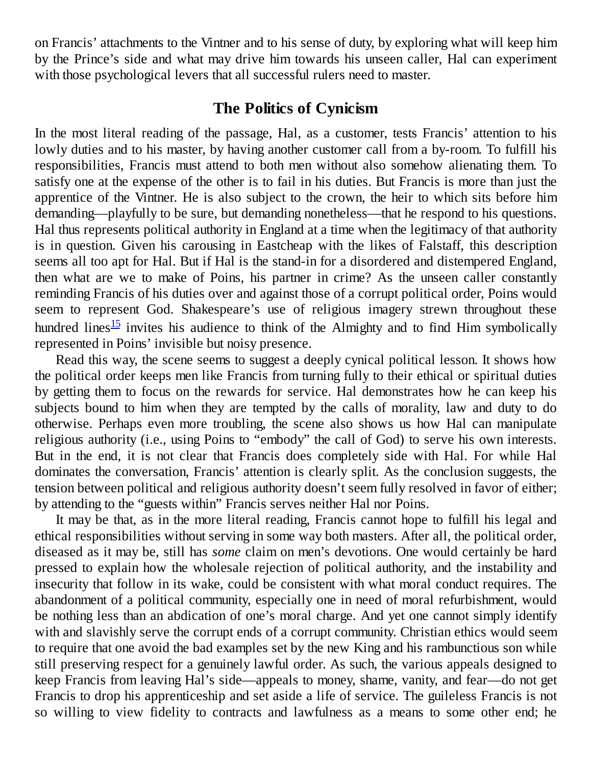on Francis' attachments to the Vintner and to his sense of duty, by exploring what will keep him by the Prince's side and what may drive him towards his unseen caller, Hal can experiment with those psychological levers that all successful rulers need to master.

## The Politics of Cynicism

In the most literal reading of the passage, Hal, as a customer, tests Francis' attention to his lowly duties and to his master, by having another customer call from a by-room. To fulfill his responsibilities, Francis must attend to both men without also somehow alienating them. To satisfy one at the expense of the other is to fail in his duties. But Francis is more than just the apprentice of the Vintner. He is also subject to the crown, the heir to which sits before him demanding—playfully to be sure, but demanding nonetheless—that he respond to his questions. Hal thus represents political authority in England at a time when the legitimacy of that authority is in question. Given his carousing in Eastcheap with the likes of Falstaff, this description seems all too apt for Hal. But if Hal is the stand-in for a disordered and distempered England, then what are we to make of Poins, his partner in crime? As the unseen caller constantly reminding Francis of his duties over and against those of a corrupt political order, Poins would seem to represent God. Shakespeare's use of religious imagery strewn throughout these hundred lines[15] invites his audience to think of the Almighty and to find Him symbolically represented in Poins' invisible but noisy presence.

Read this way, the scene seems to suggest a deeply cynical political lesson. It shows how the political order keeps men like Francis from turning fully to their ethical or spiritual duties by getting them to focus on the rewards for service. Hal demonstrates how he can keep his subjects bound to him when they are tempted by the calls of morality, law and duty to do otherwise. Perhaps even more troubling, the scene also shows us how Hal can manipulate religious authority (i.e., using Poins to "embody" the call of God) to serve his own interests. But in the end, it is not clear that Francis does completely side with Hal. For while Hal dominates the conversation, Francis' attention is clearly split. As the conclusion suggests, the tension between political and religious authority doesn't seem fully resolved in favor of either; by attending to the "guests within" Francis serves neither Hal nor Poins.

It may be that, as in the more literal reading, Francis cannot hope to fulfill his legal and ethical responsibilities without serving in some way both masters. After all, the political order, diseased as it may be, still has *some* claim on men's devotions. One would certainly be hard pressed to explain how the wholesale rejection of political authority, and the instability and insecurity that follow in its wake, could be consistent with what moral conduct requires. The abandonment of a political community, especially one in need of moral refurbishment, would be nothing less than an abdication of one's moral charge. And yet one cannot simply identify with and slavishly serve the corrupt ends of a corrupt community. Christian ethics would seem to require that one avoid the bad examples set by the new King and his rambunctious son while still preserving respect for a genuinely lawful order. As such, the various appeals designed to keep Francis from leaving Hal's side—appeals to money, shame, vanity, and fear—do not get Francis to drop his apprenticeship and set aside a life of service. The guileless Francis is not so willing to view fidelity to contracts and lawfulness as a means to some other end; he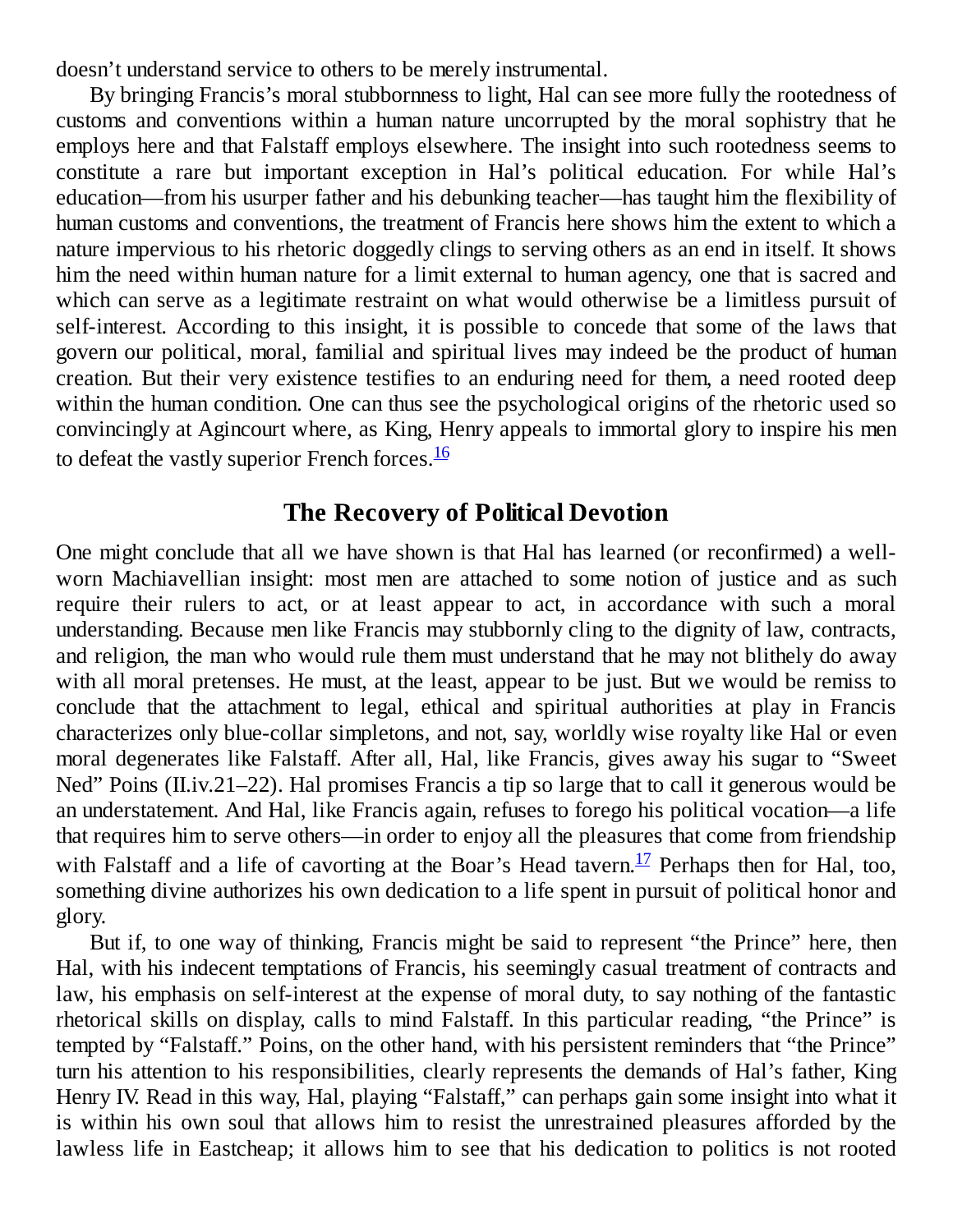doesn't understand service to others to be merely instrumental.

By bringing Francis's moral stubbornness to light, Hal can see more fully the rootedness of customs and conventions within a human nature uncorrupted by the moral sophistry that he employs here and that Falstaff employs elsewhere. The insight into such rootedness seems to constitute a rare but important exception in Hal's political education. For while Hal's education—from his usurper father and his debunking teacher—has taught him the flexibility of human customs and conventions, the treatment of Francis here shows him the extent to which a nature impervious to his rhetoric doggedly clings to serving others as an end in itself. It shows him the need within human nature for a limit external to human agency, one that is sacred and which can serve as a legitimate restraint on what would otherwise be a limitless pursuit of self-interest. According to this insight, it is possible to concede that some of the laws that govern our political, moral, familial and spiritual lives may indeed be the product of human creation. But their very existence testifies to an enduring need for them, a need rooted deep within the human condition. One can thus see the psychological origins of the rhetoric used so convincingly at Agincourt where, as King, Henry appeals to immortal glory to inspire his men to defeat the vastly superior French forces.[16]

## The Recovery of Political Devotion

One might conclude that all we have shown is that Hal has learned (or reconfirmed) a well-worn Machiavellian insight: most men are attached to some notion of justice and as such require their rulers to act, or at least appear to act, in accordance with such a moral understanding. Because men like Francis may stubbornly cling to the dignity of law, contracts, and religion, the man who would rule them must understand that he may not blithely do away with all moral pretenses. He must, at the least, appear to be just. But we would be remiss to conclude that the attachment to legal, ethical and spiritual authorities at play in Francis characterizes only blue-collar simpletons, and not, say, worldly wise royalty like Hal or even moral degenerates like Falstaff. After all, Hal, like Francis, gives away his sugar to "Sweet Ned" Poins (II.iv.21–22). Hal promises Francis a tip so large that to call it generous would be an understatement. And Hal, like Francis again, refuses to forego his political vocation—a life that requires him to serve others—in order to enjoy all the pleasures that come from friendship with Falstaff and a life of cavorting at the Boar's Head tavern.[17] Perhaps then for Hal, too, something divine authorizes his own dedication to a life spent in pursuit of political honor and glory.

But if, to one way of thinking, Francis might be said to represent "the Prince" here, then Hal, with his indecent temptations of Francis, his seemingly casual treatment of contracts and law, his emphasis on self-interest at the expense of moral duty, to say nothing of the fantastic rhetorical skills on display, calls to mind Falstaff. In this particular reading, "the Prince" is tempted by "Falstaff." Poins, on the other hand, with his persistent reminders that "the Prince" turn his attention to his responsibilities, clearly represents the demands of Hal's father, King Henry IV. Read in this way, Hal, playing "Falstaff," can perhaps gain some insight into what it is within his own soul that allows him to resist the unrestrained pleasures afforded by the lawless life in Eastcheap; it allows him to see that his dedication to politics is not rooted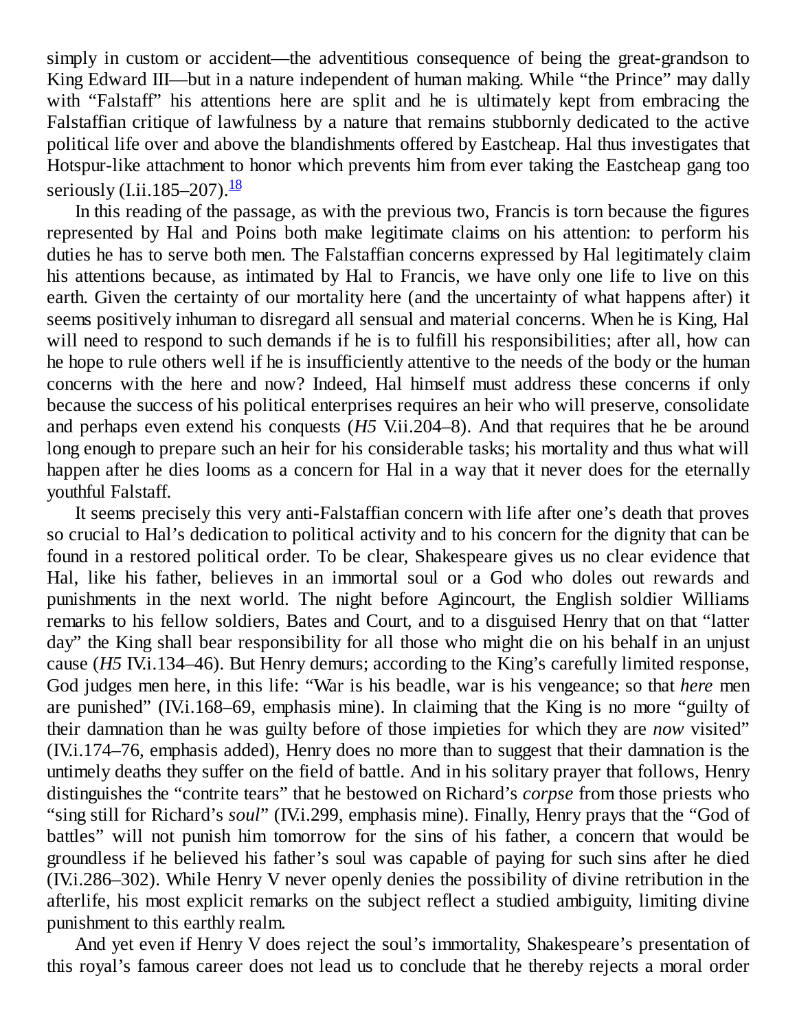simply in custom or accident—the adventitious consequence of being the great-grandson to King Edward III—but in a nature independent of human making. While "the Prince" may dally with "Falstaff" his attentions here are split and he is ultimately kept from embracing the Falstaffian critique of lawfulness by a nature that remains stubbornly dedicated to the active political life over and above the blandishments offered by Eastcheap. Hal thus investigates that Hotspur-like attachment to honor which prevents him from ever taking the Eastcheap gang too seriously (I.ii.185–207).[18]

In this reading of the passage, as with the previous two, Francis is torn because the figures represented by Hal and Poins both make legitimate claims on his attention: to perform his duties he has to serve both men. The Falstaffian concerns expressed by Hal legitimately claim his attentions because, as intimated by Hal to Francis, we have only one life to live on this earth. Given the certainty of our mortality here (and the uncertainty of what happens after) it seems positively inhuman to disregard all sensual and material concerns. When he is King, Hal will need to respond to such demands if he is to fulfill his responsibilities; after all, how can he hope to rule others well if he is insufficiently attentive to the needs of the body or the human concerns with the here and now? Indeed, Hal himself must address these concerns if only because the success of his political enterprises requires an heir who will preserve, consolidate and perhaps even extend his conquests (*H5* V.ii.204–8). And that requires that he be around long enough to prepare such an heir for his considerable tasks; his mortality and thus what will happen after he dies looms as a concern for Hal in a way that it never does for the eternally youthful Falstaff.

It seems precisely this very anti-Falstaffian concern with life after one's death that proves so crucial to Hal's dedication to political activity and to his concern for the dignity that can be found in a restored political order. To be clear, Shakespeare gives us no clear evidence that Hal, like his father, believes in an immortal soul or a God who doles out rewards and punishments in the next world. The night before Agincourt, the English soldier Williams remarks to his fellow soldiers, Bates and Court, and to a disguised Henry that on that "latter day" the King shall bear responsibility for all those who might die on his behalf in an unjust cause (*H5* IV.i.134–46). But Henry demurs; according to the King's carefully limited response, God judges men here, in this life: "War is his beadle, war is his vengeance; so that *here* men are punished" (IV.i.168–69, emphasis mine). In claiming that the King is no more "guilty of their damnation than he was guilty before of those impieties for which they are *now* visited" (IV.i.174–76, emphasis added), Henry does no more than to suggest that their damnation is the untimely deaths they suffer on the field of battle. And in his solitary prayer that follows, Henry distinguishes the "contrite tears" that he bestowed on Richard's *corpse* from those priests who "sing still for Richard's *soul*" (IV.i.299, emphasis mine). Finally, Henry prays that the "God of battles" will not punish him tomorrow for the sins of his father, a concern that would be groundless if he believed his father's soul was capable of paying for such sins after he died (IV.i.286–302). While Henry V never openly denies the possibility of divine retribution in the afterlife, his most explicit remarks on the subject reflect a studied ambiguity, limiting divine punishment to this earthly realm.

And yet even if Henry V does reject the soul's immortality, Shakespeare's presentation of this royal's famous career does not lead us to conclude that he thereby rejects a moral order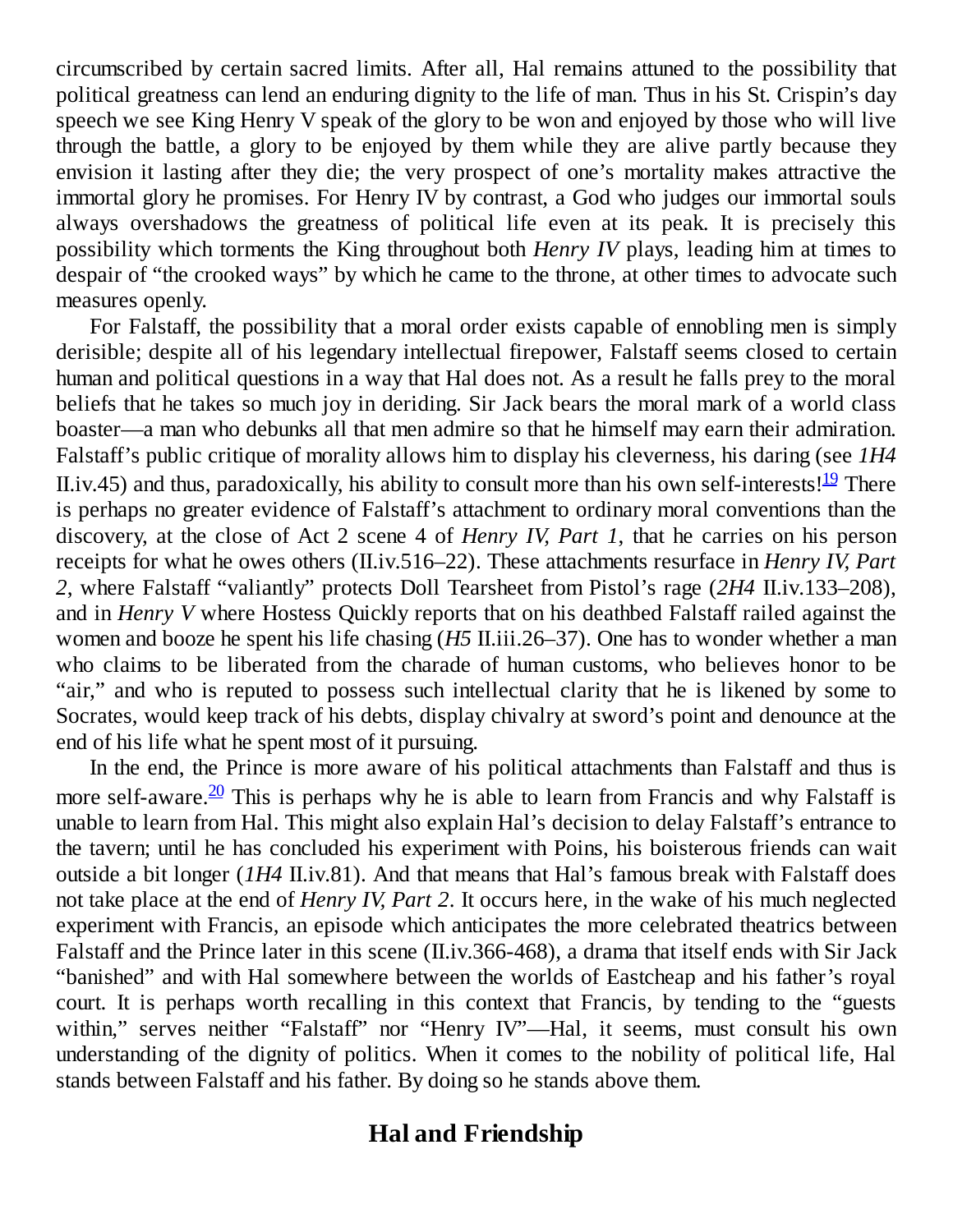circumscribed by certain sacred limits. After all, Hal remains attuned to the possibility that political greatness can lend an enduring dignity to the life of man. Thus in his St. Crispin's day speech we see King Henry V speak of the glory to be won and enjoyed by those who will live through the battle, a glory to be enjoyed by them while they are alive partly because they envision it lasting after they die; the very prospect of one's mortality makes attractive the immortal glory he promises. For Henry IV by contrast, a God who judges our immortal souls always overshadows the greatness of political life even at its peak. It is precisely this possibility which torments the King throughout both *Henry IV* plays, leading him at times to despair of "the crooked ways" by which he came to the throne, at other times to advocate such measures openly.

For Falstaff, the possibility that a moral order exists capable of ennobling men is simply derisible; despite all of his legendary intellectual firepower, Falstaff seems closed to certain human and political questions in a way that Hal does not. As a result he falls prey to the moral beliefs that he takes so much joy in deriding. Sir Jack bears the moral mark of a world class boaster—a man who debunks all that men admire so that he himself may earn their admiration. Falstaff's public critique of morality allows him to display his cleverness, his daring (see *1H4* II.iv.45) and thus, paradoxically, his ability to consult more than his own self-interests![19] There is perhaps no greater evidence of Falstaff's attachment to ordinary moral conventions than the discovery, at the close of Act 2 scene 4 of *Henry IV, Part 1*, that he carries on his person receipts for what he owes others (II.iv.516–22). These attachments resurface in *Henry IV, Part 2*, where Falstaff "valiantly" protects Doll Tearsheet from Pistol's rage (*2H4* II.iv.133–208), and in *Henry V* where Hostess Quickly reports that on his deathbed Falstaff railed against the women and booze he spent his life chasing (*H5* II.iii.26–37). One has to wonder whether a man who claims to be liberated from the charade of human customs, who believes honor to be "air," and who is reputed to possess such intellectual clarity that he is likened by some to Socrates, would keep track of his debts, display chivalry at sword's point and denounce at the end of his life what he spent most of it pursuing.

In the end, the Prince is more aware of his political attachments than Falstaff and thus is more self-aware.[20] This is perhaps why he is able to learn from Francis and why Falstaff is unable to learn from Hal. This might also explain Hal's decision to delay Falstaff's entrance to the tavern; until he has concluded his experiment with Poins, his boisterous friends can wait outside a bit longer (*1H4* II.iv.81). And that means that Hal's famous break with Falstaff does not take place at the end of *Henry IV, Part 2*. It occurs here, in the wake of his much neglected experiment with Francis, an episode which anticipates the more celebrated theatrics between Falstaff and the Prince later in this scene (II.iv.366-468), a drama that itself ends with Sir Jack "banished" and with Hal somewhere between the worlds of Eastcheap and his father's royal court. It is perhaps worth recalling in this context that Francis, by tending to the "guests within," serves neither "Falstaff" nor "Henry IV"—Hal, it seems, must consult his own understanding of the dignity of politics. When it comes to the nobility of political life, Hal stands between Falstaff and his father. By doing so he stands above them.

## Hal and Friendship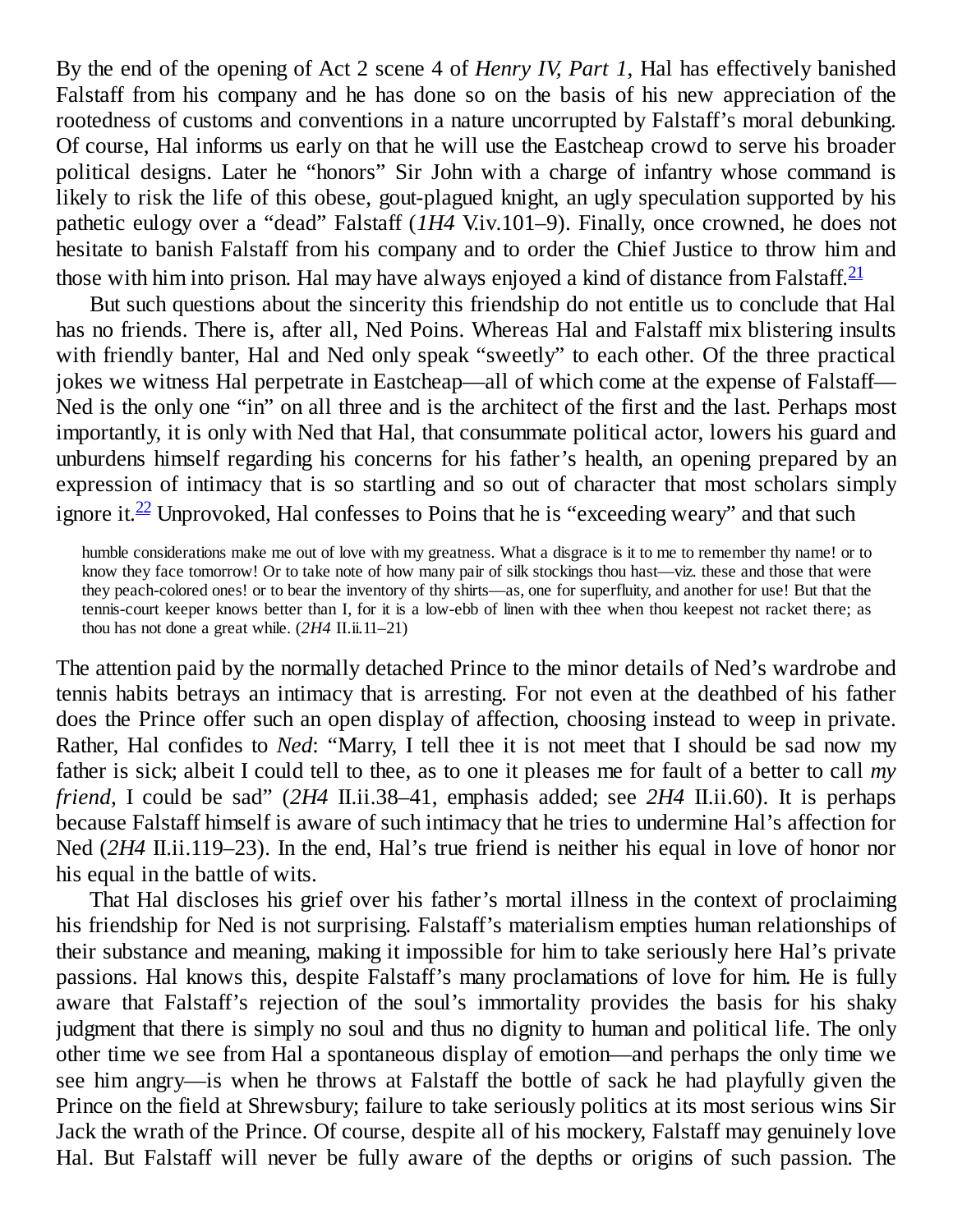By the end of the opening of Act 2 scene 4 of *Henry IV, Part 1*, Hal has effectively banished Falstaff from his company and he has done so on the basis of his new appreciation of the rootedness of customs and conventions in a nature uncorrupted by Falstaff's moral debunking. Of course, Hal informs us early on that he will use the Eastcheap crowd to serve his broader political designs. Later he "honors" Sir John with a charge of infantry whose command is likely to risk the life of this obese, gout-plagued knight, an ugly speculation supported by his pathetic eulogy over a "dead" Falstaff (*1H4* V.iv.101–9). Finally, once crowned, he does not hesitate to banish Falstaff from his company and to order the Chief Justice to throw him and those with him into prison. Hal may have always enjoyed a kind of distance from Falstaff.[21]

But such questions about the sincerity this friendship do not entitle us to conclude that Hal has no friends. There is, after all, Ned Poins. Whereas Hal and Falstaff mix blistering insults with friendly banter, Hal and Ned only speak "sweetly" to each other. Of the three practical jokes we witness Hal perpetrate in Eastcheap—all of which come at the expense of Falstaff—Ned is the only one "in" on all three and is the architect of the first and the last. Perhaps most importantly, it is only with Ned that Hal, that consummate political actor, lowers his guard and unburdens himself regarding his concerns for his father's health, an opening prepared by an expression of intimacy that is so startling and so out of character that most scholars simply ignore it.[22] Unprovoked, Hal confesses to Poins that he is "exceeding weary" and that such

> humble considerations make me out of love with my greatness. What a disgrace is it to me to remember thy name! or to know they face tomorrow! Or to take note of how many pair of silk stockings thou hast—viz. these and those that were they peach-colored ones! or to bear the inventory of thy shirts—as, one for superfluity, and another for use! But that the tennis-court keeper knows better than I, for it is a low-ebb of linen with thee when thou keepest not racket there; as thou has not done a great while. (*2H4* II.ii.11–21)

The attention paid by the normally detached Prince to the minor details of Ned's wardrobe and tennis habits betrays an intimacy that is arresting. For not even at the deathbed of his father does the Prince offer such an open display of affection, choosing instead to weep in private. Rather, Hal confides to *Ned*: "Marry, I tell thee it is not meet that I should be sad now my father is sick; albeit I could tell to thee, as to one it pleases me for fault of a better to call *my friend*, I could be sad" (*2H4* II.ii.38–41, emphasis added; see *2H4* II.ii.60). It is perhaps because Falstaff himself is aware of such intimacy that he tries to undermine Hal's affection for Ned (*2H4* II.ii.119–23). In the end, Hal's true friend is neither his equal in love of honor nor his equal in the battle of wits.

That Hal discloses his grief over his father's mortal illness in the context of proclaiming his friendship for Ned is not surprising. Falstaff's materialism empties human relationships of their substance and meaning, making it impossible for him to take seriously here Hal's private passions. Hal knows this, despite Falstaff's many proclamations of love for him. He is fully aware that Falstaff's rejection of the soul's immortality provides the basis for his shaky judgment that there is simply no soul and thus no dignity to human and political life. The only other time we see from Hal a spontaneous display of emotion—and perhaps the only time we see him angry—is when he throws at Falstaff the bottle of sack he had playfully given the Prince on the field at Shrewsbury; failure to take seriously politics at its most serious wins Sir Jack the wrath of the Prince. Of course, despite all of his mockery, Falstaff may genuinely love Hal. But Falstaff will never be fully aware of the depths or origins of such passion. The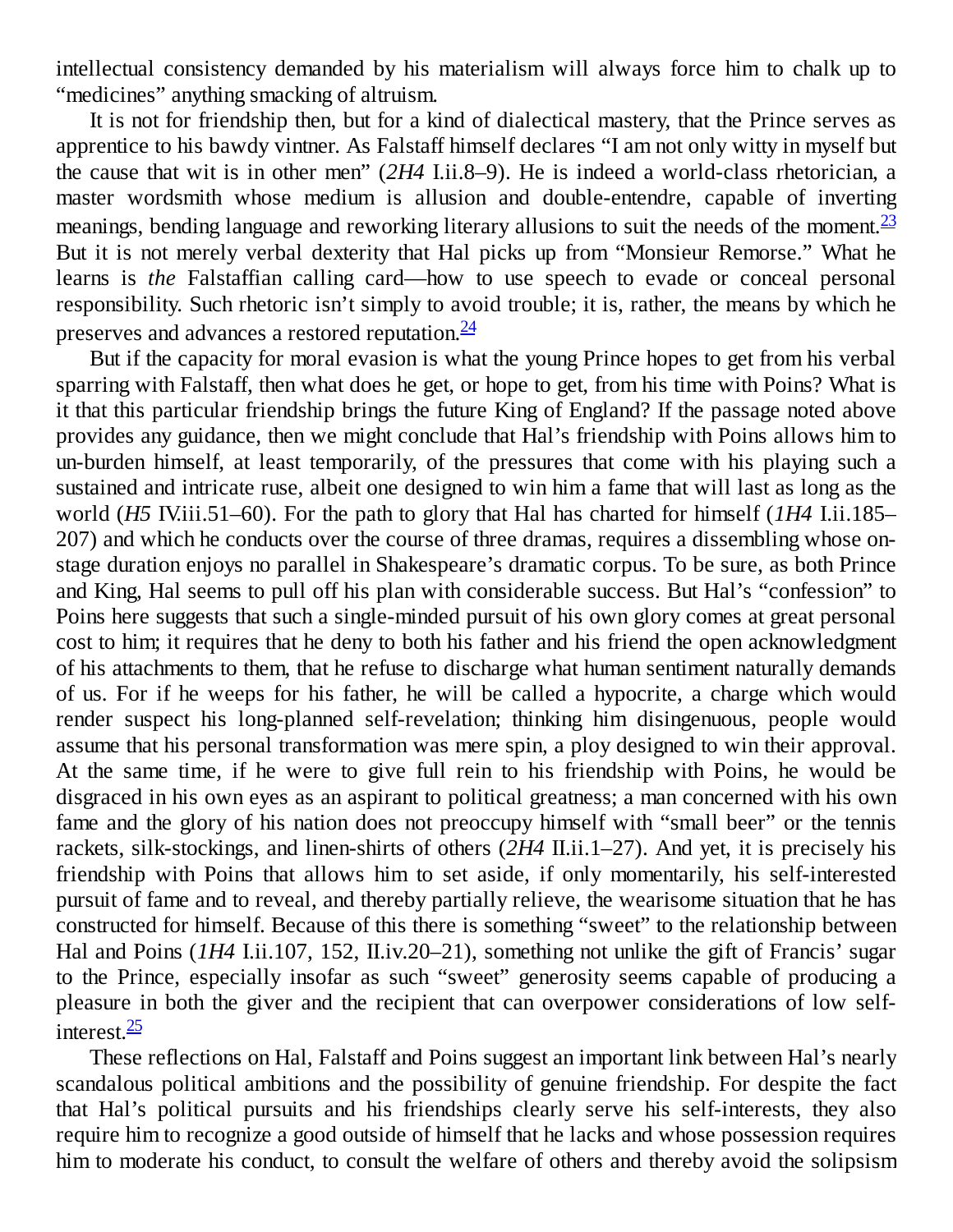intellectual consistency demanded by his materialism will always force him to chalk up to “medicines” anything smacking of altruism.

It is not for friendship then, but for a kind of dialectical mastery, that the Prince serves as apprentice to his bawdy vintner. As Falstaff himself declares “I am not only witty in myself but the cause that wit is in other men” (*2H4* I.ii.8–9). He is indeed a world-class rhetorician, a master wordsmith whose medium is allusion and double-entendre, capable of inverting meanings, bending language and reworking literary allusions to suit the needs of the moment.[23] But it is not merely verbal dexterity that Hal picks up from “Monsieur Remorse.” What he learns is *the* Falstaffian calling card—how to use speech to evade or conceal personal responsibility. Such rhetoric isn’t simply to avoid trouble; it is, rather, the means by which he preserves and advances a restored reputation.[24]

But if the capacity for moral evasion is what the young Prince hopes to get from his verbal sparring with Falstaff, then what does he get, or hope to get, from his time with Poins? What is it that this particular friendship brings the future King of England? If the passage noted above provides any guidance, then we might conclude that Hal’s friendship with Poins allows him to un-burden himself, at least temporarily, of the pressures that come with his playing such a sustained and intricate ruse, albeit one designed to win him a fame that will last as long as the world (*H5* IV.iii.51–60). For the path to glory that Hal has charted for himself (*1H4* I.ii.185–207) and which he conducts over the course of three dramas, requires a dissembling whose on-stage duration enjoys no parallel in Shakespeare’s dramatic corpus. To be sure, as both Prince and King, Hal seems to pull off his plan with considerable success. But Hal’s “confession” to Poins here suggests that such a single-minded pursuit of his own glory comes at great personal cost to him; it requires that he deny to both his father and his friend the open acknowledgment of his attachments to them, that he refuse to discharge what human sentiment naturally demands of us. For if he weeps for his father, he will be called a hypocrite, a charge which would render suspect his long-planned self-revelation; thinking him disingenuous, people would assume that his personal transformation was mere spin, a ploy designed to win their approval. At the same time, if he were to give full rein to his friendship with Poins, he would be disgraced in his own eyes as an aspirant to political greatness; a man concerned with his own fame and the glory of his nation does not preoccupy himself with “small beer” or the tennis rackets, silk-stockings, and linen-shirts of others (*2H4* II.ii.1–27). And yet, it is precisely his friendship with Poins that allows him to set aside, if only momentarily, his self-interested pursuit of fame and to reveal, and thereby partially relieve, the wearisome situation that he has constructed for himself. Because of this there is something “sweet” to the relationship between Hal and Poins (*1H4* I.ii.107, 152, II.iv.20–21), something not unlike the gift of Francis’ sugar to the Prince, especially insofar as such “sweet” generosity seems capable of producing a pleasure in both the giver and the recipient that can overpower considerations of low self-interest.[25]

These reflections on Hal, Falstaff and Poins suggest an important link between Hal’s nearly scandalous political ambitions and the possibility of genuine friendship. For despite the fact that Hal’s political pursuits and his friendships clearly serve his self-interests, they also require him to recognize a good outside of himself that he lacks and whose possession requires him to moderate his conduct, to consult the welfare of others and thereby avoid the solipsism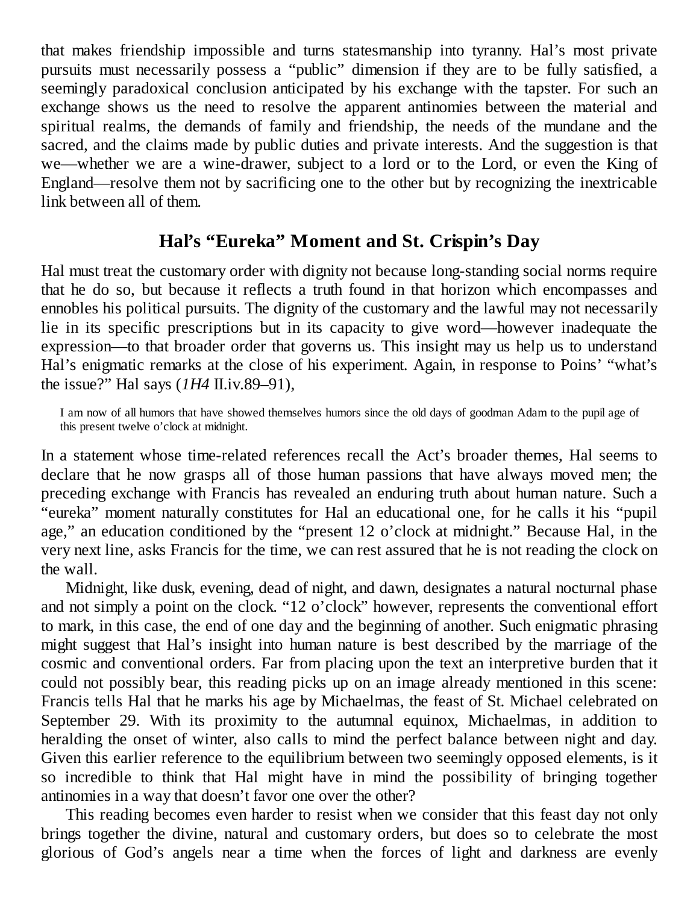that makes friendship impossible and turns statesmanship into tyranny. Hal's most private pursuits must necessarily possess a "public" dimension if they are to be fully satisfied, a seemingly paradoxical conclusion anticipated by his exchange with the tapster. For such an exchange shows us the need to resolve the apparent antinomies between the material and spiritual realms, the demands of family and friendship, the needs of the mundane and the sacred, and the claims made by public duties and private interests. And the suggestion is that we—whether we are a wine-drawer, subject to a lord or to the Lord, or even the King of England—resolve them not by sacrificing one to the other but by recognizing the inextricable link between all of them.

## Hal's "Eureka" Moment and St. Crispin's Day

Hal must treat the customary order with dignity not because long-standing social norms require that he do so, but because it reflects a truth found in that horizon which encompasses and ennobles his political pursuits. The dignity of the customary and the lawful may not necessarily lie in its specific prescriptions but in its capacity to give word—however inadequate the expression—to that broader order that governs us. This insight may us help us to understand Hal's enigmatic remarks at the close of his experiment. Again, in response to Poins' "what's the issue?" Hal says (*1H4* II.iv.89–91),

> I am now of all humors that have showed themselves humors since the old days of goodman Adam to the pupil age of this present twelve o'clock at midnight.

In a statement whose time-related references recall the Act's broader themes, Hal seems to declare that he now grasps all of those human passions that have always moved men; the preceding exchange with Francis has revealed an enduring truth about human nature. Such a "eureka" moment naturally constitutes for Hal an educational one, for he calls it his "pupil age," an education conditioned by the "present 12 o'clock at midnight." Because Hal, in the very next line, asks Francis for the time, we can rest assured that he is not reading the clock on the wall.

Midnight, like dusk, evening, dead of night, and dawn, designates a natural nocturnal phase and not simply a point on the clock. "12 o'clock" however, represents the conventional effort to mark, in this case, the end of one day and the beginning of another. Such enigmatic phrasing might suggest that Hal's insight into human nature is best described by the marriage of the cosmic and conventional orders. Far from placing upon the text an interpretive burden that it could not possibly bear, this reading picks up on an image already mentioned in this scene: Francis tells Hal that he marks his age by Michaelmas, the feast of St. Michael celebrated on September 29. With its proximity to the autumnal equinox, Michaelmas, in addition to heralding the onset of winter, also calls to mind the perfect balance between night and day. Given this earlier reference to the equilibrium between two seemingly opposed elements, is it so incredible to think that Hal might have in mind the possibility of bringing together antinomies in a way that doesn't favor one over the other?

This reading becomes even harder to resist when we consider that this feast day not only brings together the divine, natural and customary orders, but does so to celebrate the most glorious of God's angels near a time when the forces of light and darkness are evenly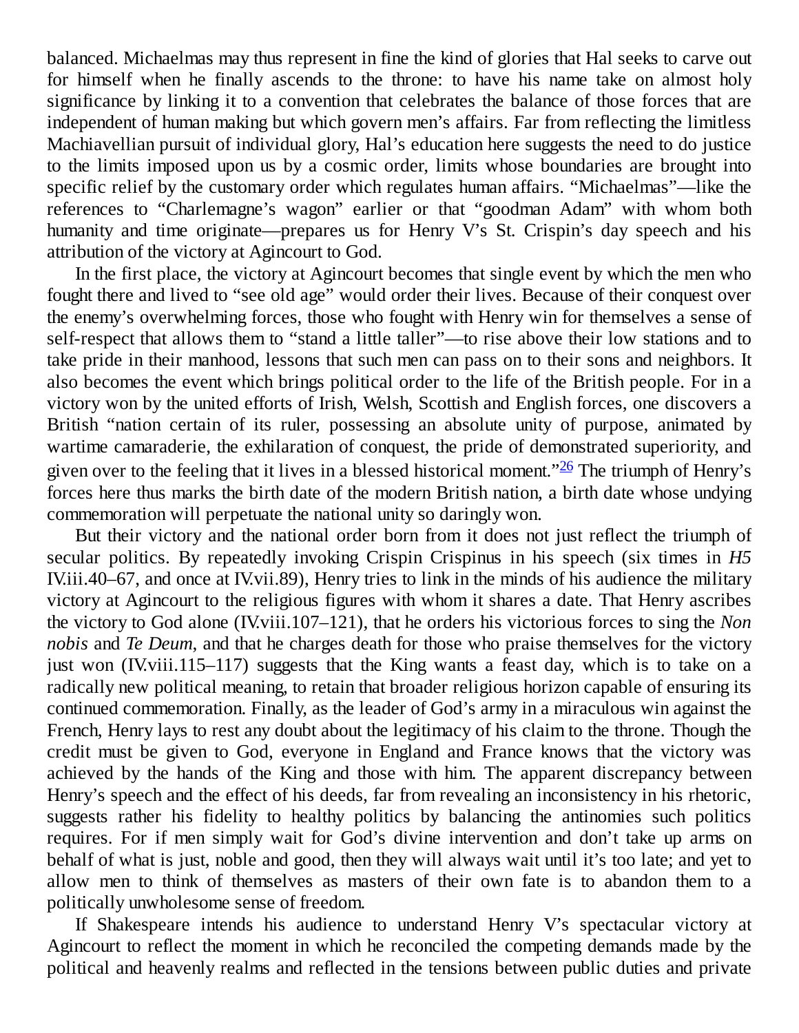balanced. Michaelmas may thus represent in fine the kind of glories that Hal seeks to carve out for himself when he finally ascends to the throne: to have his name take on almost holy significance by linking it to a convention that celebrates the balance of those forces that are independent of human making but which govern men's affairs. Far from reflecting the limitless Machiavellian pursuit of individual glory, Hal's education here suggests the need to do justice to the limits imposed upon us by a cosmic order, limits whose boundaries are brought into specific relief by the customary order which regulates human affairs. "Michaelmas"—like the references to "Charlemagne's wagon" earlier or that "goodman Adam" with whom both humanity and time originate—prepares us for Henry V's St. Crispin's day speech and his attribution of the victory at Agincourt to God.

In the first place, the victory at Agincourt becomes that single event by which the men who fought there and lived to "see old age" would order their lives. Because of their conquest over the enemy's overwhelming forces, those who fought with Henry win for themselves a sense of self-respect that allows them to "stand a little taller"—to rise above their low stations and to take pride in their manhood, lessons that such men can pass on to their sons and neighbors. It also becomes the event which brings political order to the life of the British people. For in a victory won by the united efforts of Irish, Welsh, Scottish and English forces, one discovers a British "nation certain of its ruler, possessing an absolute unity of purpose, animated by wartime camaraderie, the exhilaration of conquest, the pride of demonstrated superiority, and given over to the feeling that it lives in a blessed historical moment."[26] The triumph of Henry's forces here thus marks the birth date of the modern British nation, a birth date whose undying commemoration will perpetuate the national unity so daringly won.

But their victory and the national order born from it does not just reflect the triumph of secular politics. By repeatedly invoking Crispin Crispinus in his speech (six times in *H5* IV.iii.40–67, and once at IV.vii.89), Henry tries to link in the minds of his audience the military victory at Agincourt to the religious figures with whom it shares a date. That Henry ascribes the victory to God alone (IV.viii.107–121), that he orders his victorious forces to sing the *Non nobis* and *Te Deum*, and that he charges death for those who praise themselves for the victory just won (IV.viii.115–117) suggests that the King wants a feast day, which is to take on a radically new political meaning, to retain that broader religious horizon capable of ensuring its continued commemoration. Finally, as the leader of God's army in a miraculous win against the French, Henry lays to rest any doubt about the legitimacy of his claim to the throne. Though the credit must be given to God, everyone in England and France knows that the victory was achieved by the hands of the King and those with him. The apparent discrepancy between Henry's speech and the effect of his deeds, far from revealing an inconsistency in his rhetoric, suggests rather his fidelity to healthy politics by balancing the antinomies such politics requires. For if men simply wait for God's divine intervention and don't take up arms on behalf of what is just, noble and good, then they will always wait until it's too late; and yet to allow men to think of themselves as masters of their own fate is to abandon them to a politically unwholesome sense of freedom.

If Shakespeare intends his audience to understand Henry V's spectacular victory at Agincourt to reflect the moment in which he reconciled the competing demands made by the political and heavenly realms and reflected in the tensions between public duties and private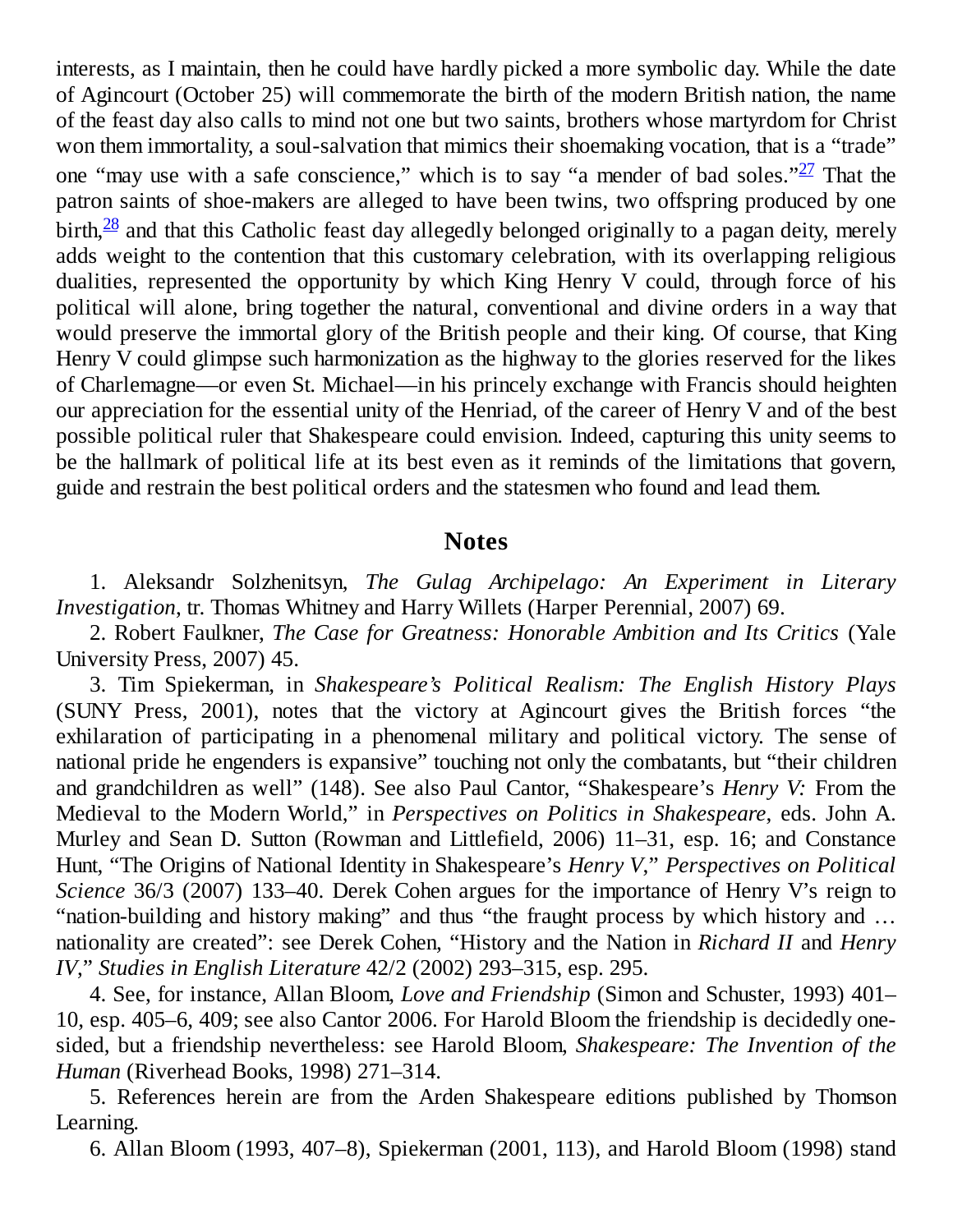interests, as I maintain, then he could have hardly picked a more symbolic day. While the date of Agincourt (October 25) will commemorate the birth of the modern British nation, the name of the feast day also calls to mind not one but two saints, brothers whose martyrdom for Christ won them immortality, a soul-salvation that mimics their shoemaking vocation, that is a "trade" one "may use with a safe conscience," which is to say "a mender of bad soles."[27] That the patron saints of shoe-makers are alleged to have been twins, two offspring produced by one birth,[28] and that this Catholic feast day allegedly belonged originally to a pagan deity, merely adds weight to the contention that this customary celebration, with its overlapping religious dualities, represented the opportunity by which King Henry V could, through force of his political will alone, bring together the natural, conventional and divine orders in a way that would preserve the immortal glory of the British people and their king. Of course, that King Henry V could glimpse such harmonization as the highway to the glories reserved for the likes of Charlemagne—or even St. Michael—in his princely exchange with Francis should heighten our appreciation for the essential unity of the Henriad, of the career of Henry V and of the best possible political ruler that Shakespeare could envision. Indeed, capturing this unity seems to be the hallmark of political life at its best even as it reminds of the limitations that govern, guide and restrain the best political orders and the statesmen who found and lead them.

## Notes

1. Aleksandr Solzhenitsyn, *The Gulag Archipelago: An Experiment in Literary Investigation*, tr. Thomas Whitney and Harry Willets (Harper Perennial, 2007) 69.

2. Robert Faulkner, *The Case for Greatness: Honorable Ambition and Its Critics* (Yale University Press, 2007) 45.

3. Tim Spiekerman, in *Shakespeare's Political Realism: The English History Plays* (SUNY Press, 2001), notes that the victory at Agincourt gives the British forces "the exhilaration of participating in a phenomenal military and political victory. The sense of national pride he engenders is expansive" touching not only the combatants, but "their children and grandchildren as well" (148). See also Paul Cantor, "Shakespeare's *Henry V:* From the Medieval to the Modern World," in *Perspectives on Politics in Shakespeare,* eds. John A. Murley and Sean D. Sutton (Rowman and Littlefield, 2006) 11–31, esp. 16; and Constance Hunt, "The Origins of National Identity in Shakespeare's *Henry V*," *Perspectives on Political Science* 36/3 (2007) 133–40. Derek Cohen argues for the importance of Henry V's reign to "nation-building and history making" and thus "the fraught process by which history and … nationality are created": see Derek Cohen, "History and the Nation in *Richard II* and *Henry IV*," *Studies in English Literature* 42/2 (2002) 293–315, esp. 295.

4. See, for instance, Allan Bloom, *Love and Friendship* (Simon and Schuster, 1993) 401–10, esp. 405–6, 409; see also Cantor 2006. For Harold Bloom the friendship is decidedly one-sided, but a friendship nevertheless: see Harold Bloom, *Shakespeare: The Invention of the Human* (Riverhead Books, 1998) 271–314.

5. References herein are from the Arden Shakespeare editions published by Thomson Learning.

6. Allan Bloom (1993, 407–8), Spiekerman (2001, 113), and Harold Bloom (1998) stand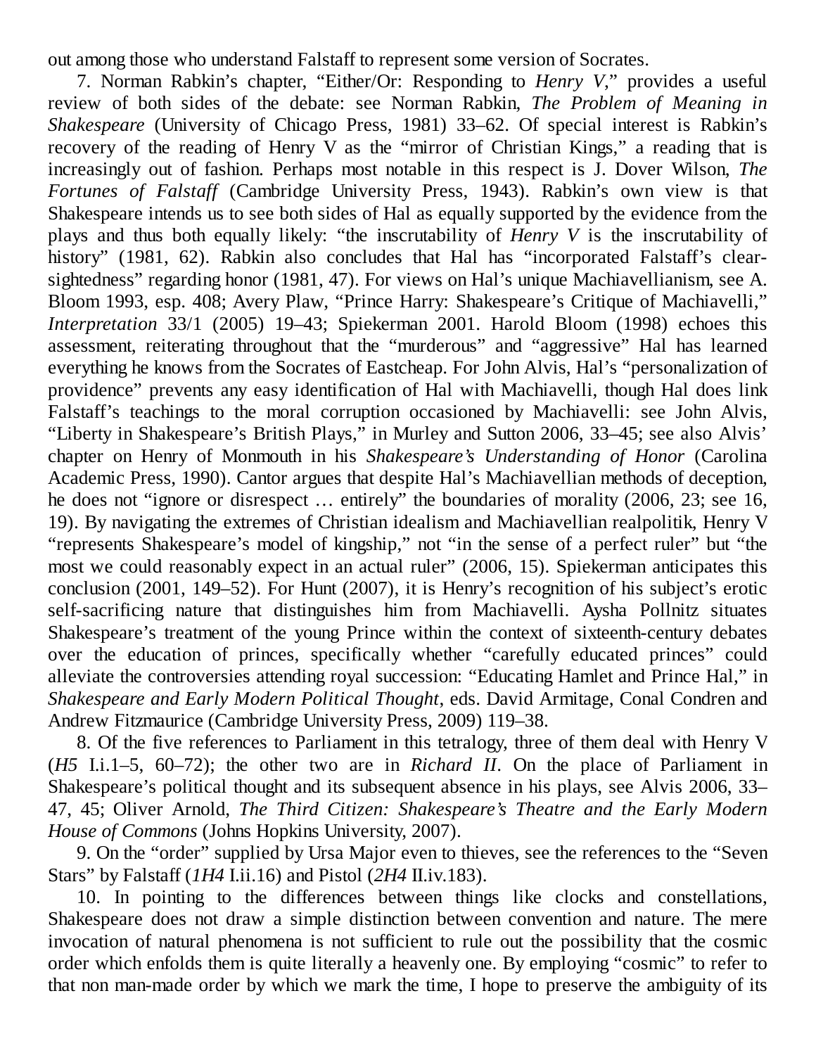out among those who understand Falstaff to represent some version of Socrates.

7. Norman Rabkin's chapter, "Either/Or: Responding to *Henry V*," provides a useful review of both sides of the debate: see Norman Rabkin, *The Problem of Meaning in Shakespeare* (University of Chicago Press, 1981) 33–62. Of special interest is Rabkin's recovery of the reading of Henry V as the "mirror of Christian Kings," a reading that is increasingly out of fashion. Perhaps most notable in this respect is J. Dover Wilson, *The Fortunes of Falstaff* (Cambridge University Press, 1943). Rabkin's own view is that Shakespeare intends us to see both sides of Hal as equally supported by the evidence from the plays and thus both equally likely: "the inscrutability of *Henry V* is the inscrutability of history" (1981, 62). Rabkin also concludes that Hal has "incorporated Falstaff's clear-sightedness" regarding honor (1981, 47). For views on Hal's unique Machiavellianism, see A. Bloom 1993, esp. 408; Avery Plaw, "Prince Harry: Shakespeare's Critique of Machiavelli," *Interpretation* 33/1 (2005) 19–43; Spiekerman 2001. Harold Bloom (1998) echoes this assessment, reiterating throughout that the "murderous" and "aggressive" Hal has learned everything he knows from the Socrates of Eastcheap. For John Alvis, Hal's "personalization of providence" prevents any easy identification of Hal with Machiavelli, though Hal does link Falstaff's teachings to the moral corruption occasioned by Machiavelli: see John Alvis, "Liberty in Shakespeare's British Plays," in Murley and Sutton 2006, 33–45; see also Alvis' chapter on Henry of Monmouth in his *Shakespeare's Understanding of Honor* (Carolina Academic Press, 1990). Cantor argues that despite Hal's Machiavellian methods of deception, he does not "ignore or disrespect … entirely" the boundaries of morality (2006, 23; see 16, 19). By navigating the extremes of Christian idealism and Machiavellian realpolitik, Henry V "represents Shakespeare's model of kingship," not "in the sense of a perfect ruler" but "the most we could reasonably expect in an actual ruler" (2006, 15). Spiekerman anticipates this conclusion (2001, 149–52). For Hunt (2007), it is Henry's recognition of his subject's erotic self-sacrificing nature that distinguishes him from Machiavelli. Aysha Pollnitz situates Shakespeare's treatment of the young Prince within the context of sixteenth-century debates over the education of princes, specifically whether "carefully educated princes" could alleviate the controversies attending royal succession: "Educating Hamlet and Prince Hal," in *Shakespeare and Early Modern Political Thought*, eds. David Armitage, Conal Condren and Andrew Fitzmaurice (Cambridge University Press, 2009) 119–38.

8. Of the five references to Parliament in this tetralogy, three of them deal with Henry V (*H5* I.i.1–5, 60–72); the other two are in *Richard II*. On the place of Parliament in Shakespeare's political thought and its subsequent absence in his plays, see Alvis 2006, 33–47, 45; Oliver Arnold, *The Third Citizen: Shakespeare's Theatre and the Early Modern House of Commons* (Johns Hopkins University, 2007).

9. On the "order" supplied by Ursa Major even to thieves, see the references to the "Seven Stars" by Falstaff (*1H4* I.ii.16) and Pistol (*2H4* II.iv.183).

10. In pointing to the differences between things like clocks and constellations, Shakespeare does not draw a simple distinction between convention and nature. The mere invocation of natural phenomena is not sufficient to rule out the possibility that the cosmic order which enfolds them is quite literally a heavenly one. By employing "cosmic" to refer to that non man-made order by which we mark the time, I hope to preserve the ambiguity of its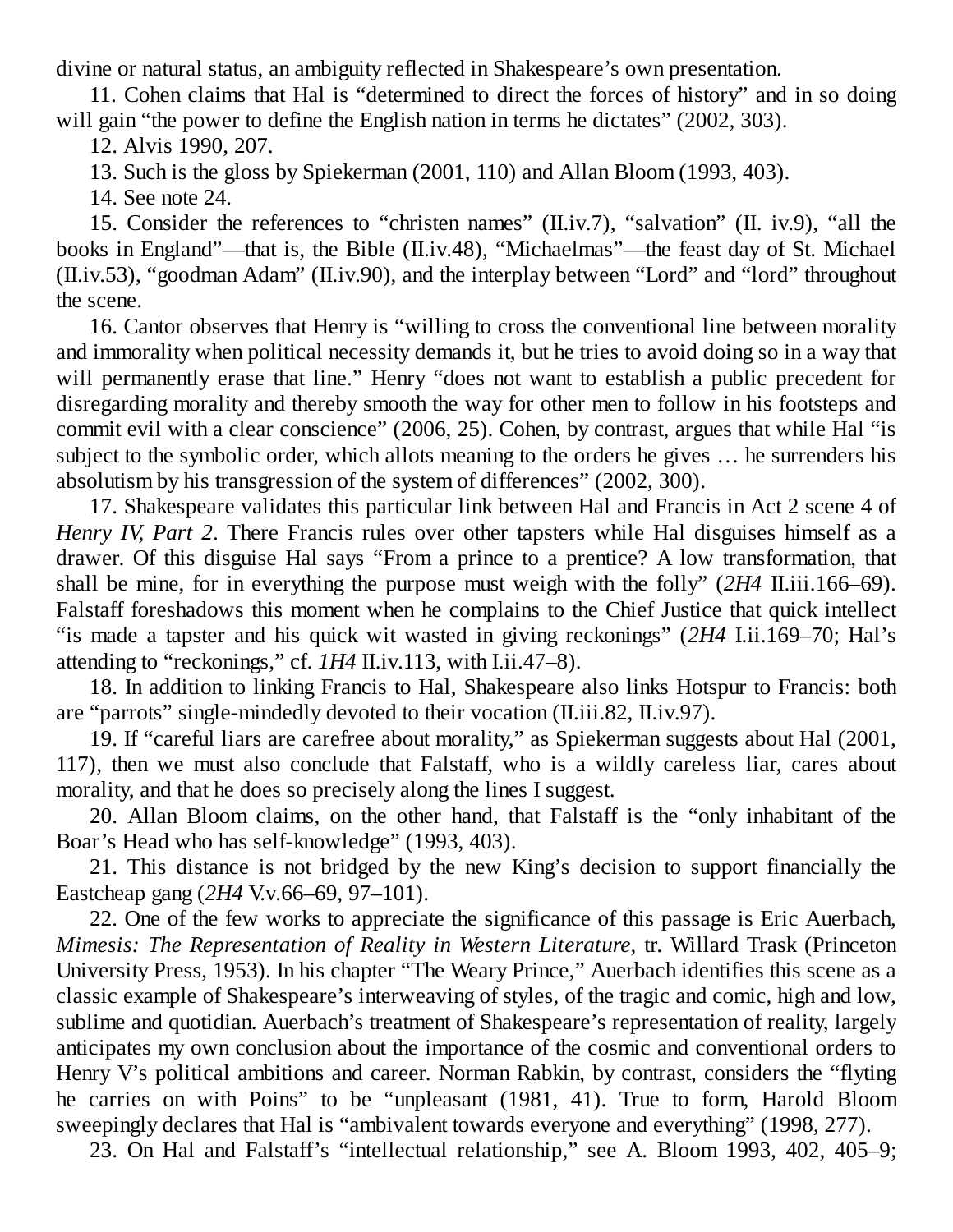divine or natural status, an ambiguity reflected in Shakespeare's own presentation.

11. Cohen claims that Hal is "determined to direct the forces of history" and in so doing will gain "the power to define the English nation in terms he dictates" (2002, 303).

12. Alvis 1990, 207.

13. Such is the gloss by Spiekerman (2001, 110) and Allan Bloom (1993, 403).

14. See note 24.

15. Consider the references to "christen names" (II.iv.7), "salvation" (II. iv.9), "all the books in England"—that is, the Bible (II.iv.48), "Michaelmas"—the feast day of St. Michael (II.iv.53), "goodman Adam" (II.iv.90), and the interplay between "Lord" and "lord" throughout the scene.

16. Cantor observes that Henry is "willing to cross the conventional line between morality and immorality when political necessity demands it, but he tries to avoid doing so in a way that will permanently erase that line." Henry "does not want to establish a public precedent for disregarding morality and thereby smooth the way for other men to follow in his footsteps and commit evil with a clear conscience" (2006, 25). Cohen, by contrast, argues that while Hal "is subject to the symbolic order, which allots meaning to the orders he gives … he surrenders his absolutism by his transgression of the system of differences" (2002, 300).

17. Shakespeare validates this particular link between Hal and Francis in Act 2 scene 4 of *Henry IV, Part 2*. There Francis rules over other tapsters while Hal disguises himself as a drawer. Of this disguise Hal says "From a prince to a prentice? A low transformation, that shall be mine, for in everything the purpose must weigh with the folly" (*2H4* II.iii.166–69). Falstaff foreshadows this moment when he complains to the Chief Justice that quick intellect "is made a tapster and his quick wit wasted in giving reckonings" (*2H4* I.ii.169–70; Hal's attending to "reckonings," cf. *1H4* II.iv.113, with I.ii.47–8).

18. In addition to linking Francis to Hal, Shakespeare also links Hotspur to Francis: both are "parrots" single-mindedly devoted to their vocation (II.iii.82, II.iv.97).

19. If "careful liars are carefree about morality," as Spiekerman suggests about Hal (2001, 117), then we must also conclude that Falstaff, who is a wildly careless liar, cares about morality, and that he does so precisely along the lines I suggest.

20. Allan Bloom claims, on the other hand, that Falstaff is the "only inhabitant of the Boar's Head who has self-knowledge" (1993, 403).

21. This distance is not bridged by the new King's decision to support financially the Eastcheap gang (*2H4* V.v.66–69, 97–101).

22. One of the few works to appreciate the significance of this passage is Eric Auerbach, *Mimesis: The Representation of Reality in Western Literature*, tr. Willard Trask (Princeton University Press, 1953). In his chapter "The Weary Prince," Auerbach identifies this scene as a classic example of Shakespeare's interweaving of styles, of the tragic and comic, high and low, sublime and quotidian. Auerbach's treatment of Shakespeare's representation of reality, largely anticipates my own conclusion about the importance of the cosmic and conventional orders to Henry V's political ambitions and career. Norman Rabkin, by contrast, considers the "flyting he carries on with Poins" to be "unpleasant (1981, 41). True to form, Harold Bloom sweepingly declares that Hal is "ambivalent towards everyone and everything" (1998, 277).

23. On Hal and Falstaff's "intellectual relationship," see A. Bloom 1993, 402, 405–9;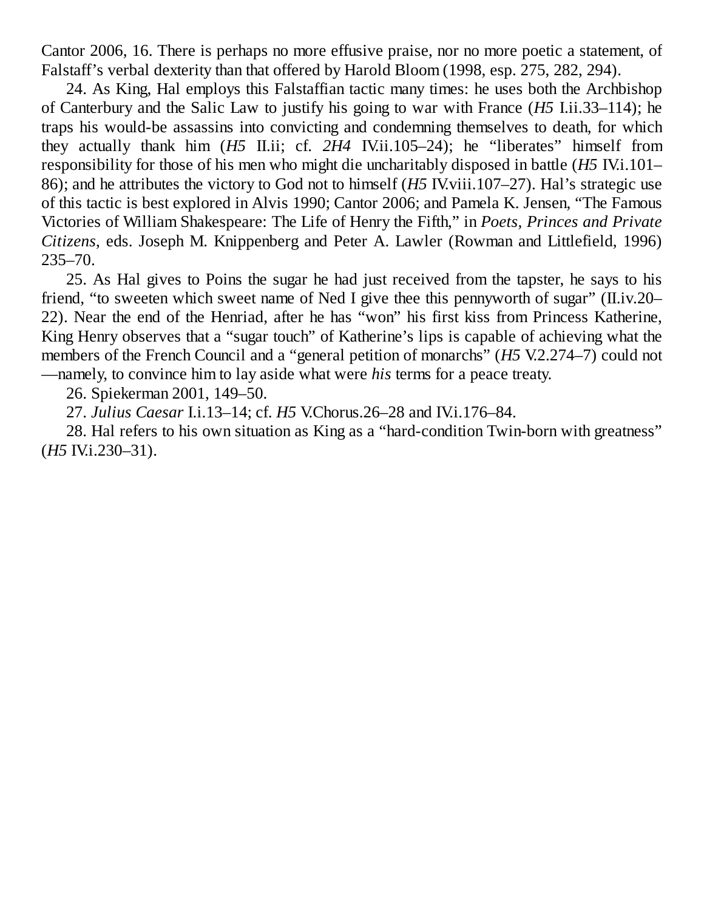Cantor 2006, 16. There is perhaps no more effusive praise, nor no more poetic a statement, of Falstaff's verbal dexterity than that offered by Harold Bloom (1998, esp. 275, 282, 294).

24. As King, Hal employs this Falstaffian tactic many times: he uses both the Archbishop of Canterbury and the Salic Law to justify his going to war with France (*H5* I.ii.33–114); he traps his would-be assassins into convicting and condemning themselves to death, for which they actually thank him (*H5* II.ii; cf. *2H4* IV.ii.105–24); he "liberates" himself from responsibility for those of his men who might die uncharitably disposed in battle (*H5* IV.i.101–86); and he attributes the victory to God not to himself (*H5* IV.viii.107–27). Hal's strategic use of this tactic is best explored in Alvis 1990; Cantor 2006; and Pamela K. Jensen, "The Famous Victories of William Shakespeare: The Life of Henry the Fifth," in *Poets, Princes and Private Citizens*, eds. Joseph M. Knippenberg and Peter A. Lawler (Rowman and Littlefield, 1996) 235–70.

25. As Hal gives to Poins the sugar he had just received from the tapster, he says to his friend, "to sweeten which sweet name of Ned I give thee this pennyworth of sugar" (II.iv.20–22). Near the end of the Henriad, after he has "won" his first kiss from Princess Katherine, King Henry observes that a "sugar touch" of Katherine's lips is capable of achieving what the members of the French Council and a "general petition of monarchs" (*H5* V.2.274–7) could not —namely, to convince him to lay aside what were *his* terms for a peace treaty.

26. Spiekerman 2001, 149–50.

27. *Julius Caesar* I.i.13–14; cf. *H5* V.Chorus.26–28 and IV.i.176–84.

28. Hal refers to his own situation as King as a "hard-condition Twin-born with greatness" (*H5* IV.i.230–31).